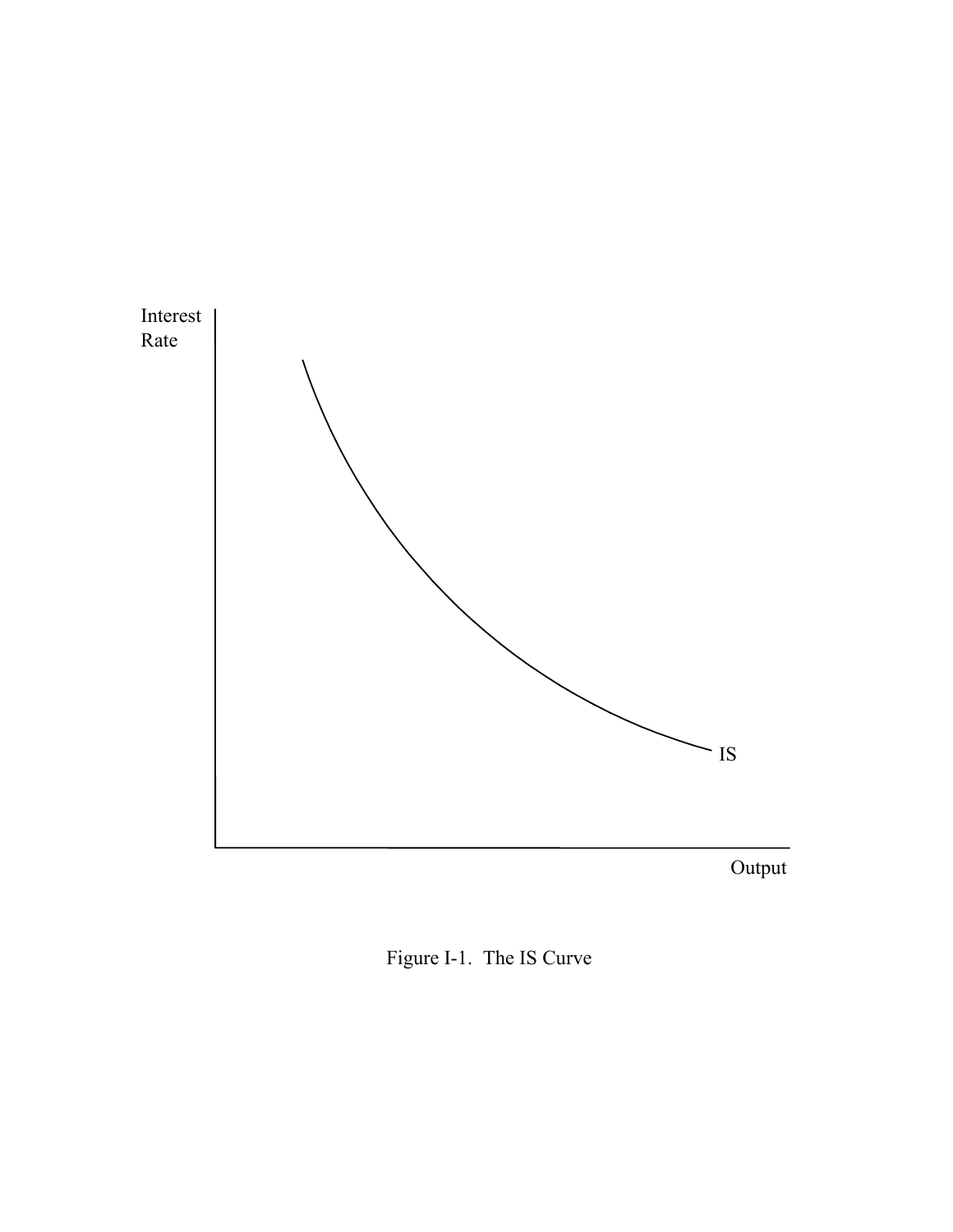Figure I-1. The IS Curve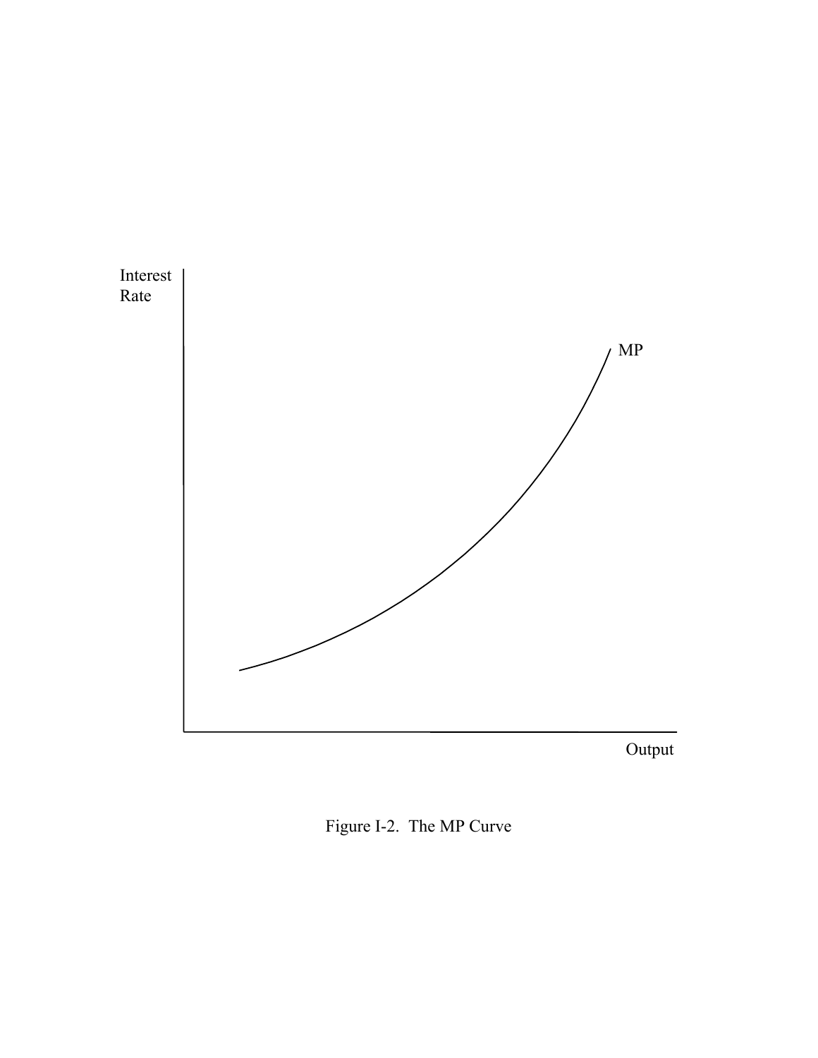Figure I-2. The MP Curve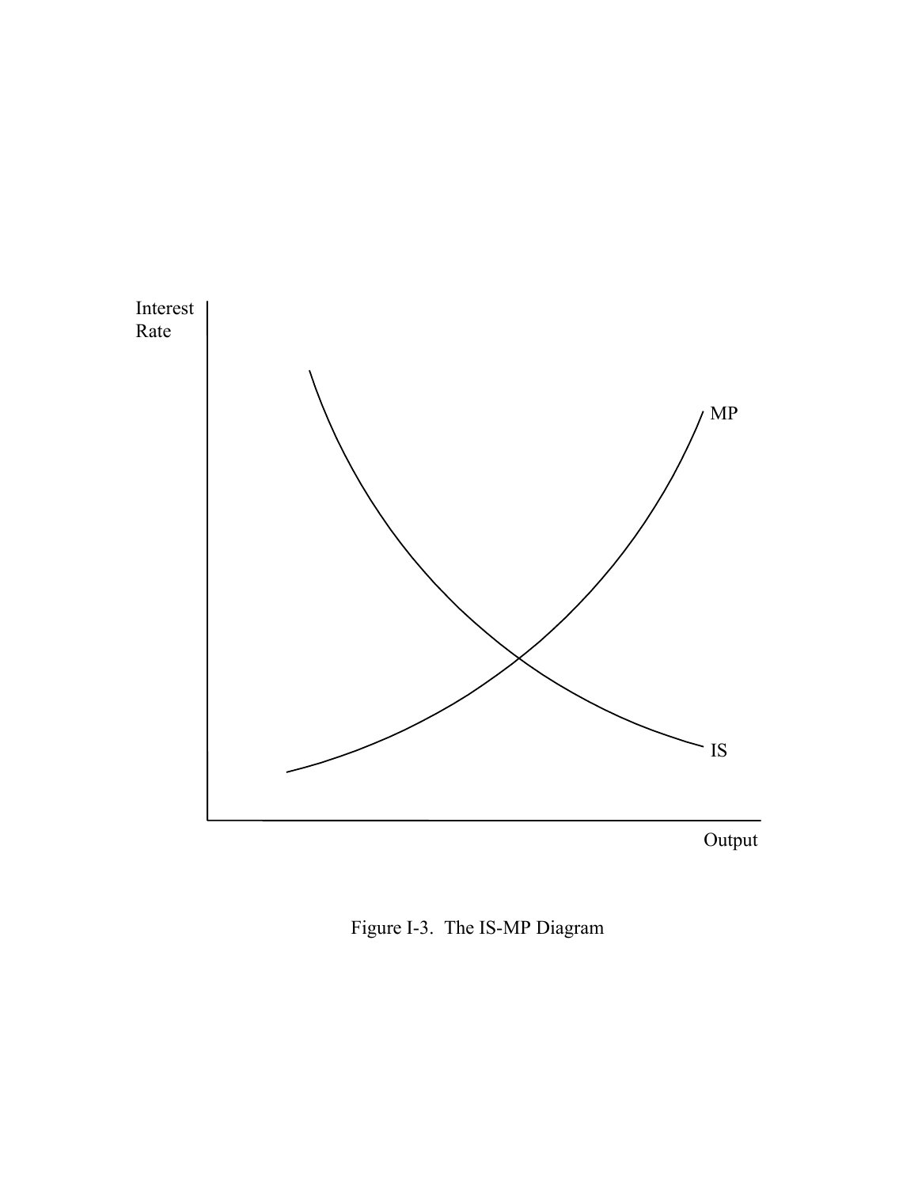Figure I-3. The IS-MP Diagram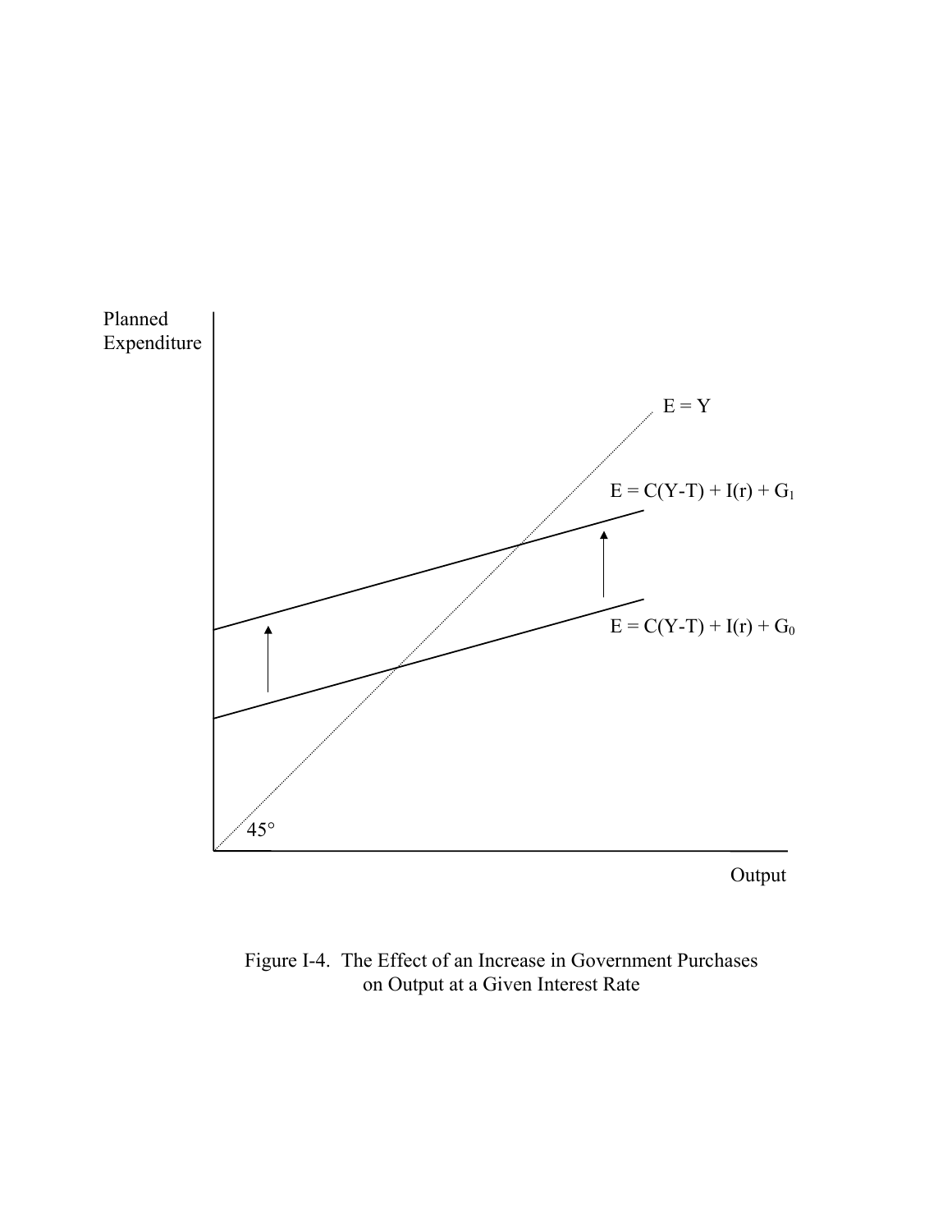Planned Expenditure

$E = Y$

$E = C(Y-T) + I(r) + G_1$

$E = C(Y-T) + I(r) + G_0$

45°

Output

Figure I-4. The Effect of an Increase in Government Purchases on Output at a Given Interest Rate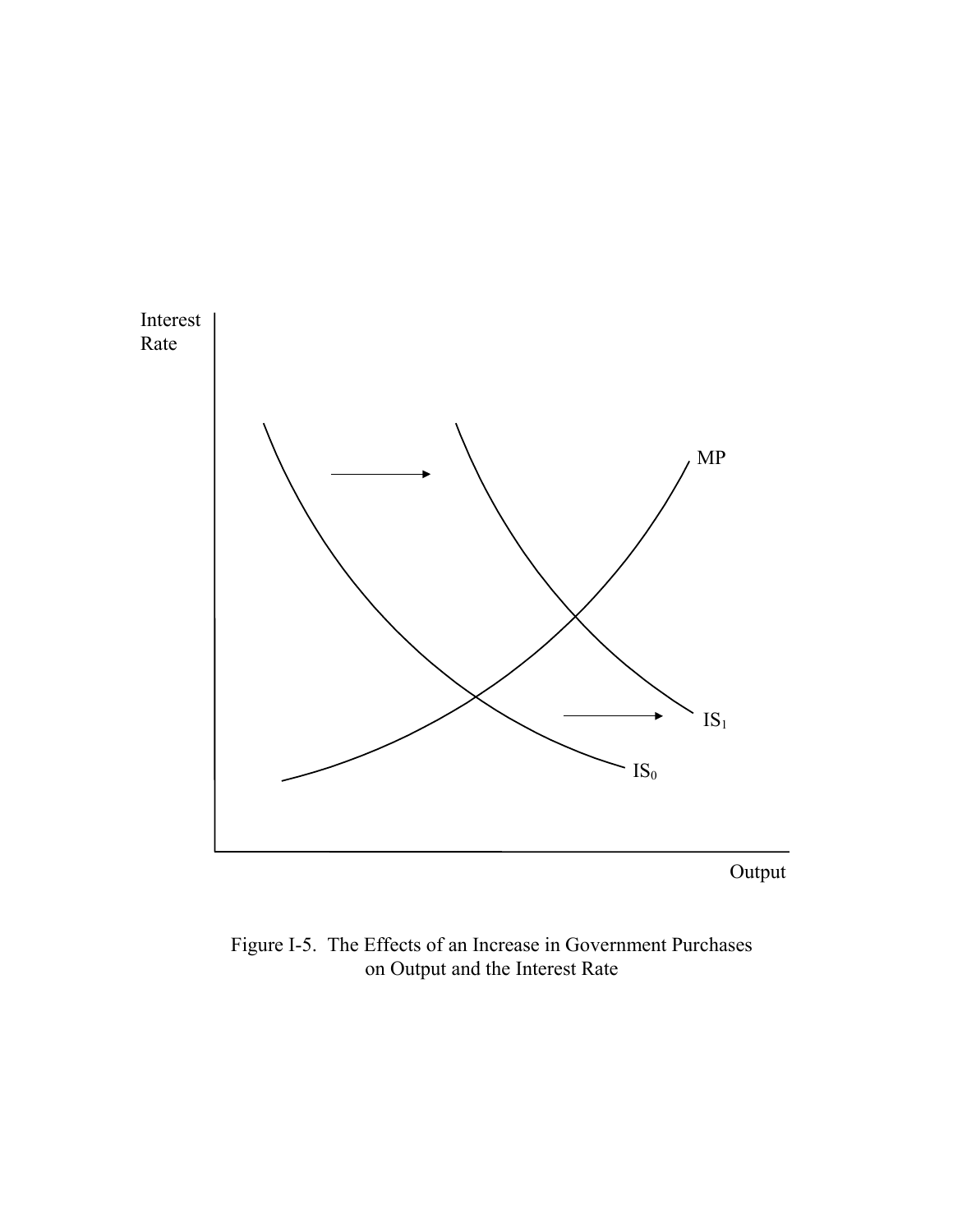Figure I-5. The Effects of an Increase in Government Purchases on Output and the Interest Rate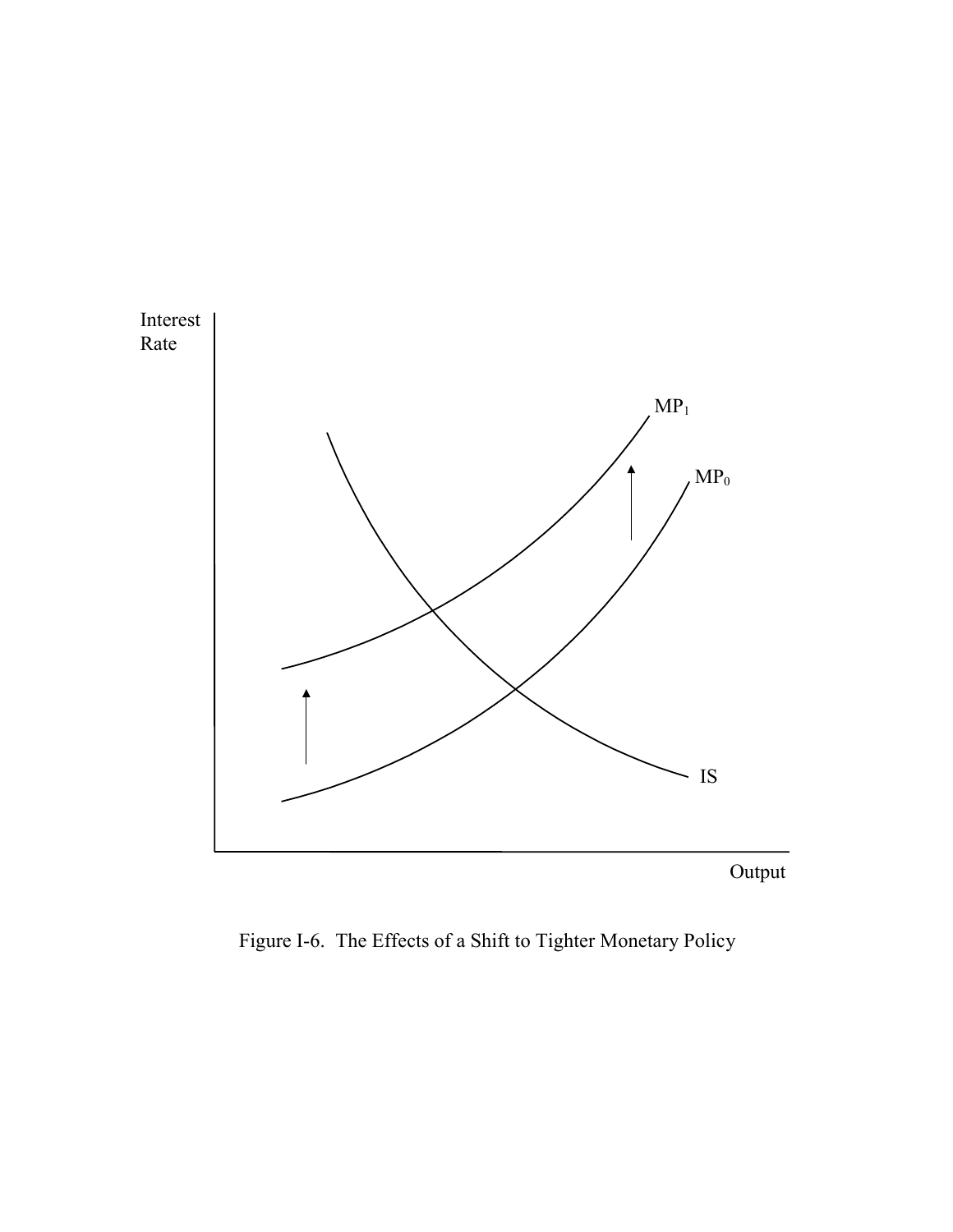Figure I-6. The Effects of a Shift to Tighter Monetary Policy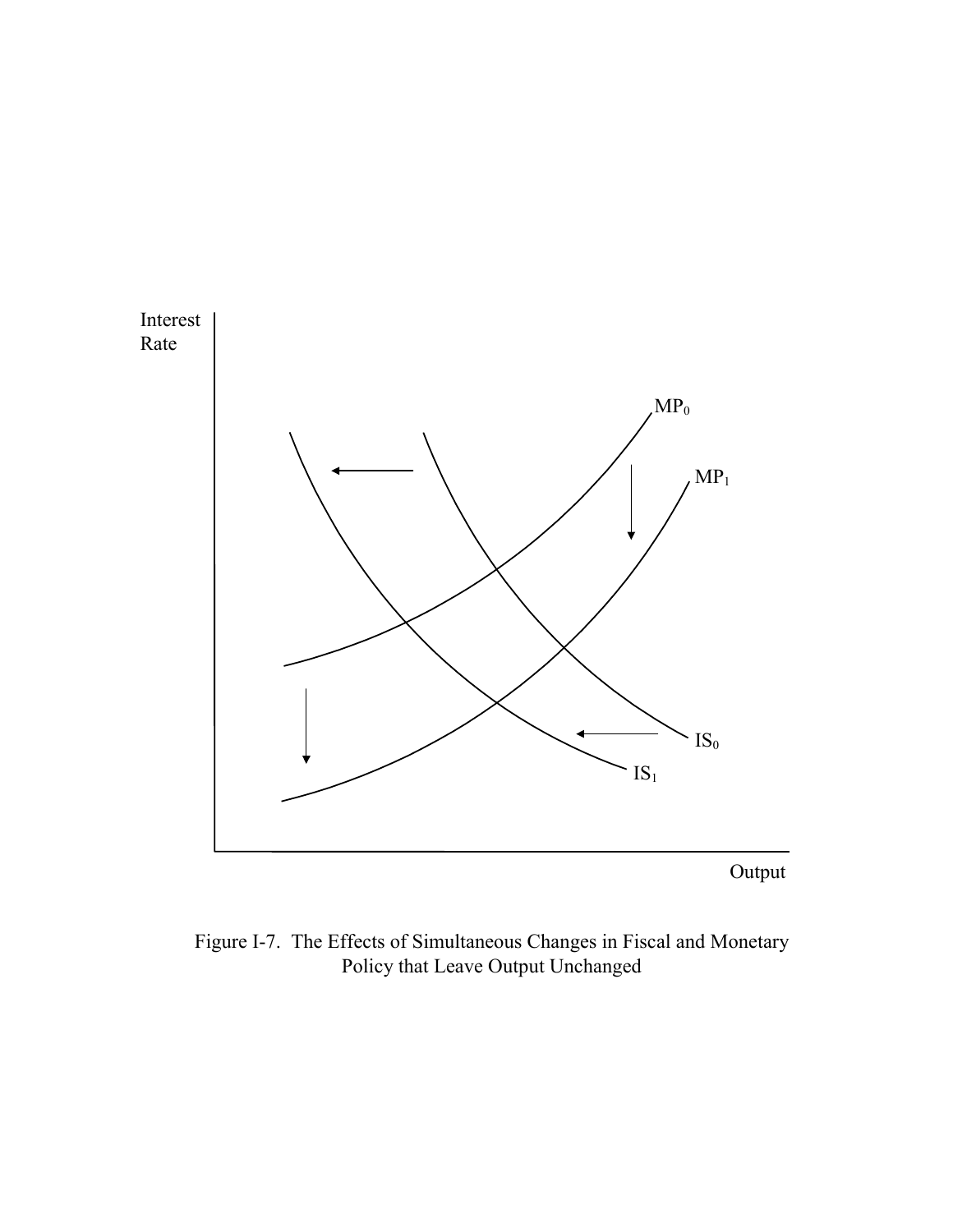Figure I-7. The Effects of Simultaneous Changes in Fiscal and Monetary Policy that Leave Output Unchanged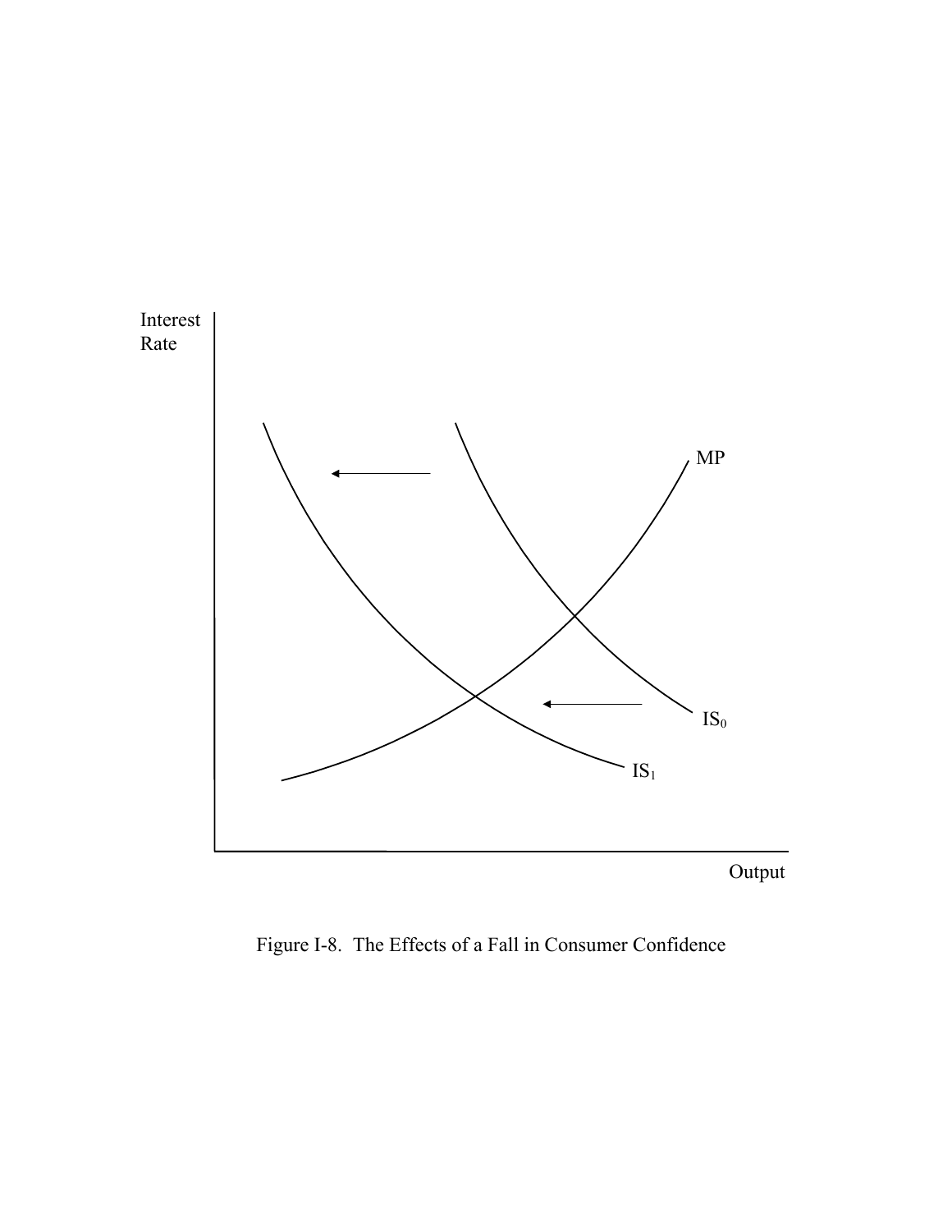Figure I-8. The Effects of a Fall in Consumer Confidence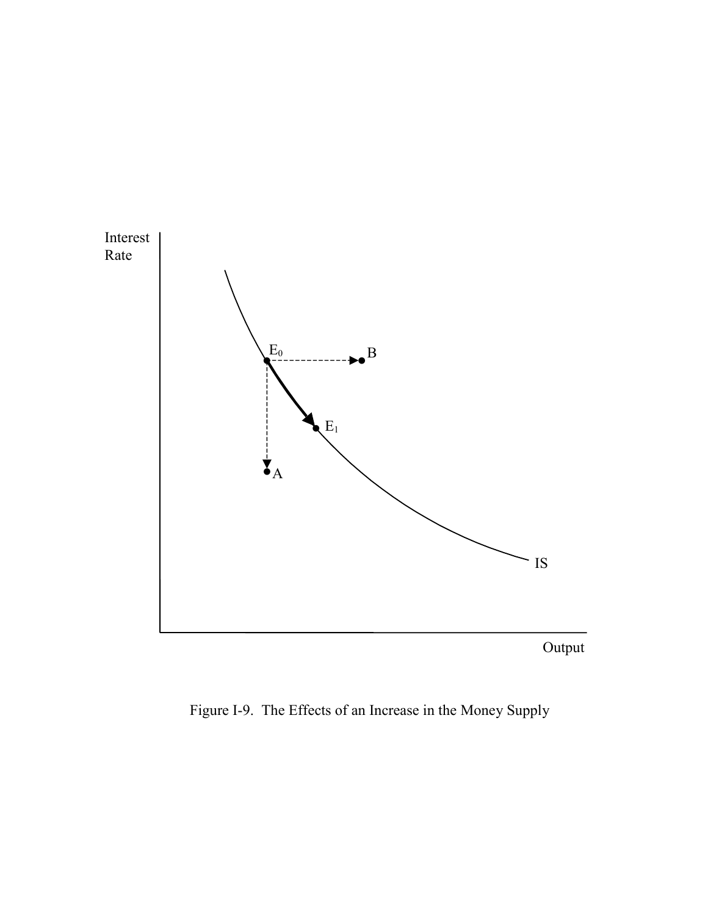Figure I-9.  The Effects of an Increase in the Money Supply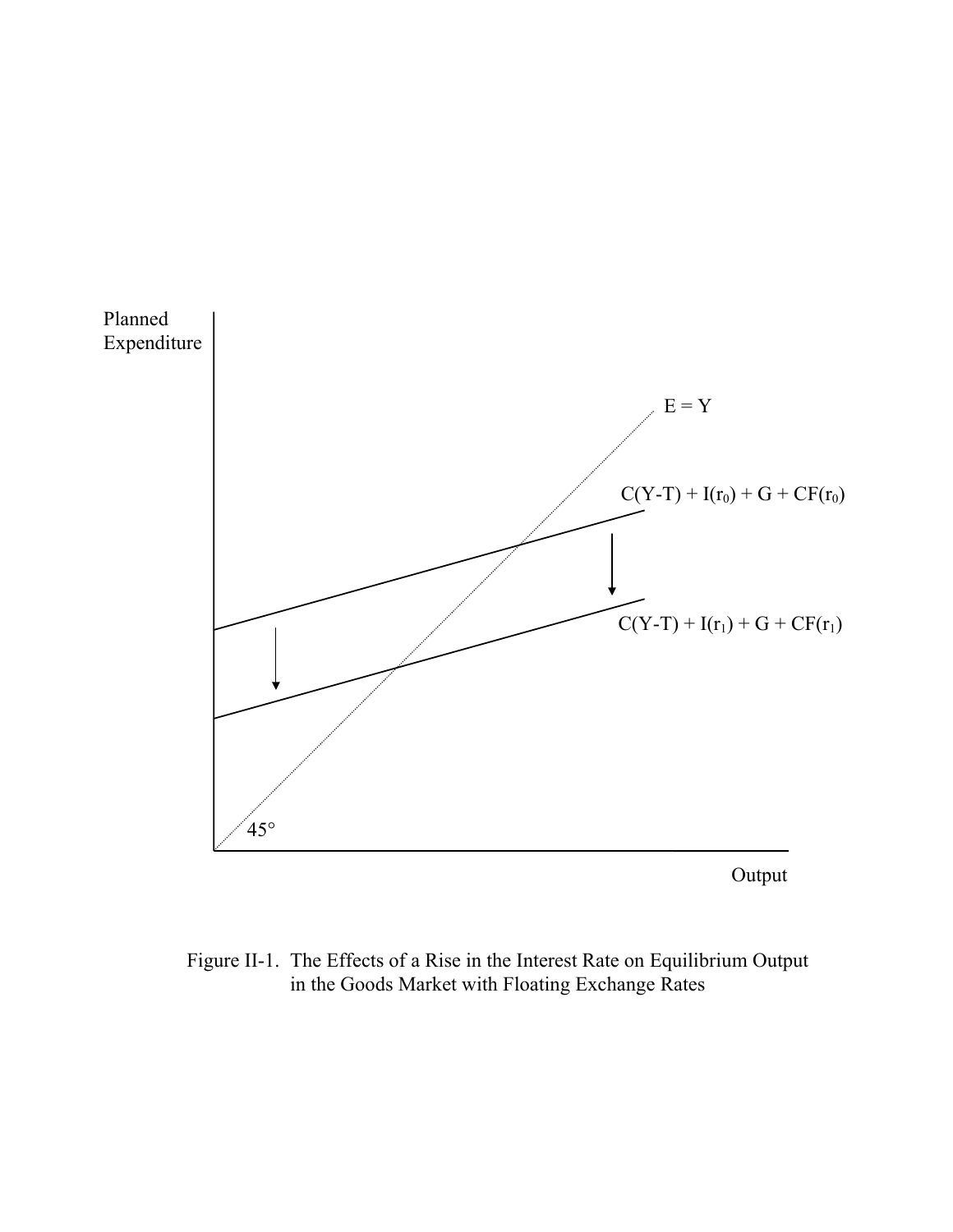Planned Expenditure

$E = Y$

$C(Y\text{-}T) + I(r_0) + G + CF(r_0)$

$C(Y\text{-}T) + I(r_1) + G + CF(r_1)$

45°

Output

Figure II-1. The Effects of a Rise in the Interest Rate on Equilibrium Output in the Goods Market with Floating Exchange Rates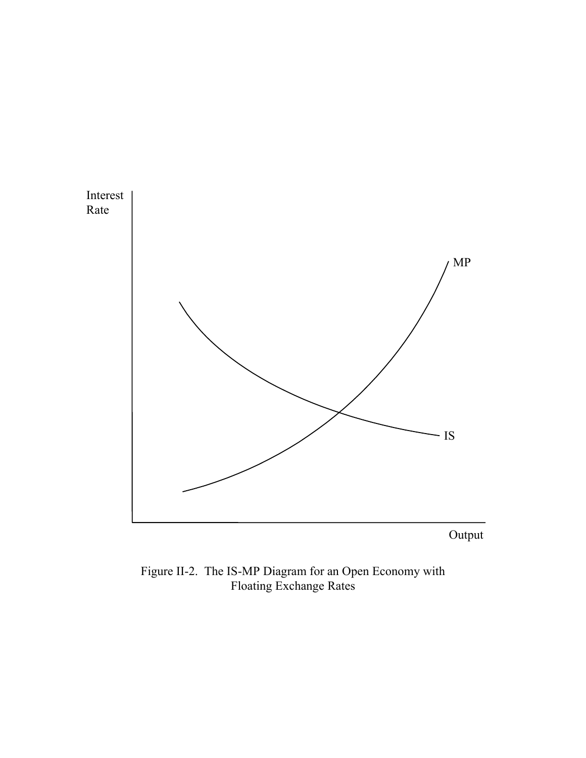Figure II-2. The IS-MP Diagram for an Open Economy with Floating Exchange Rates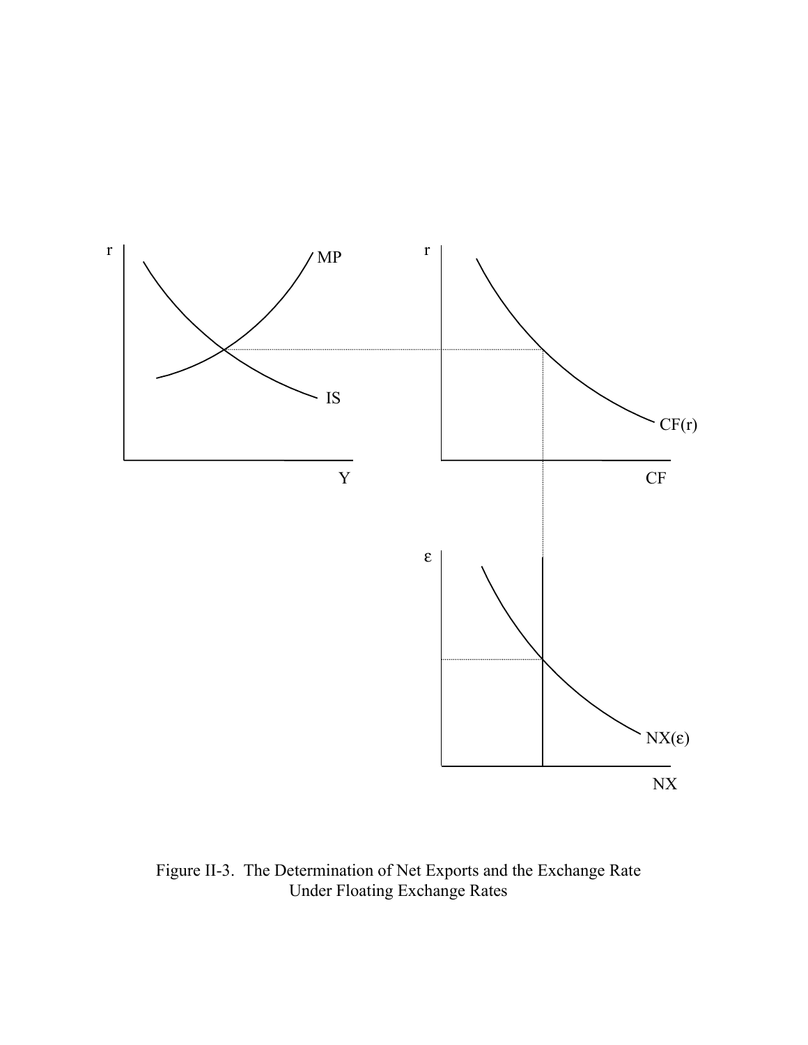Figure II-3. The Determination of Net Exports and the Exchange Rate Under Floating Exchange Rates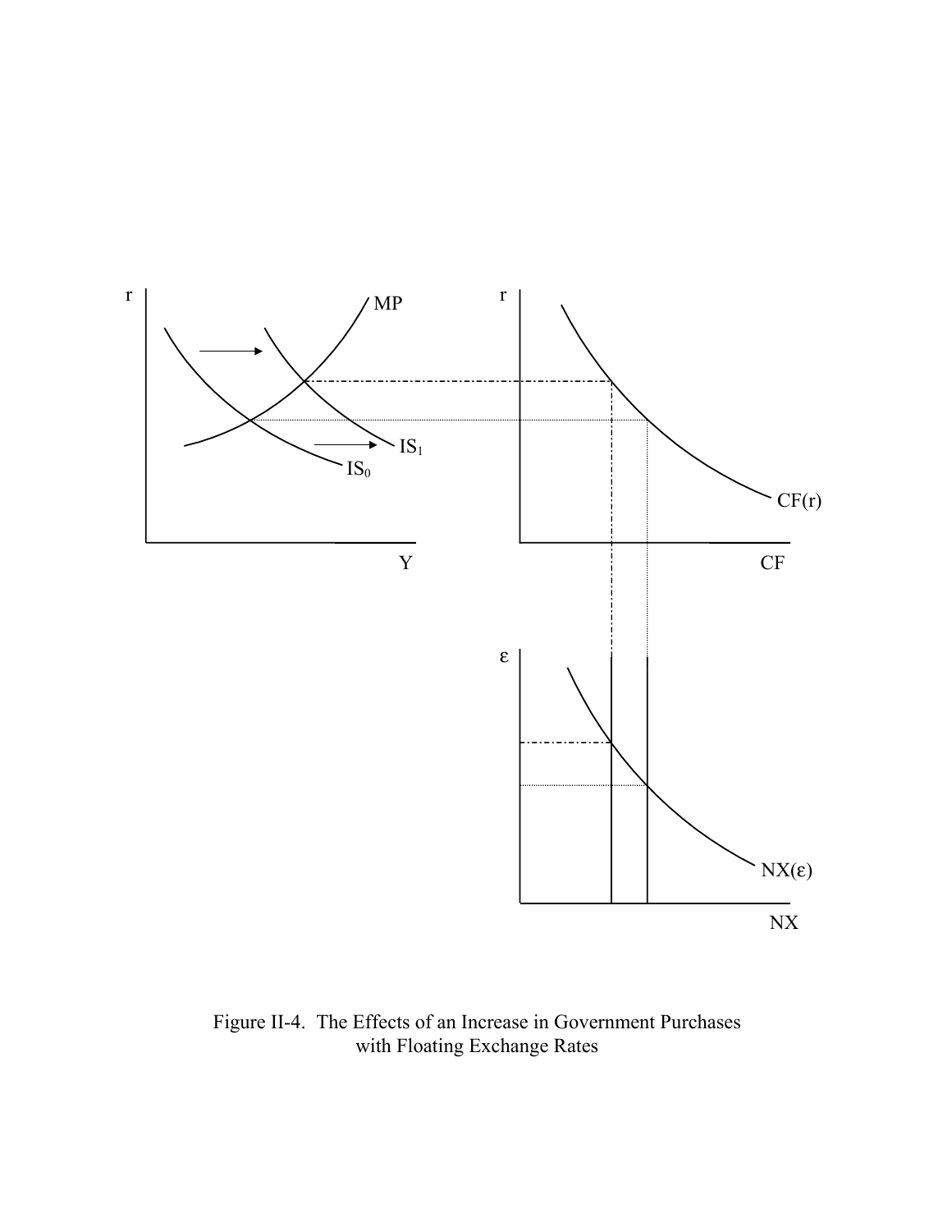Figure II-4. The Effects of an Increase in Government Purchases with Floating Exchange Rates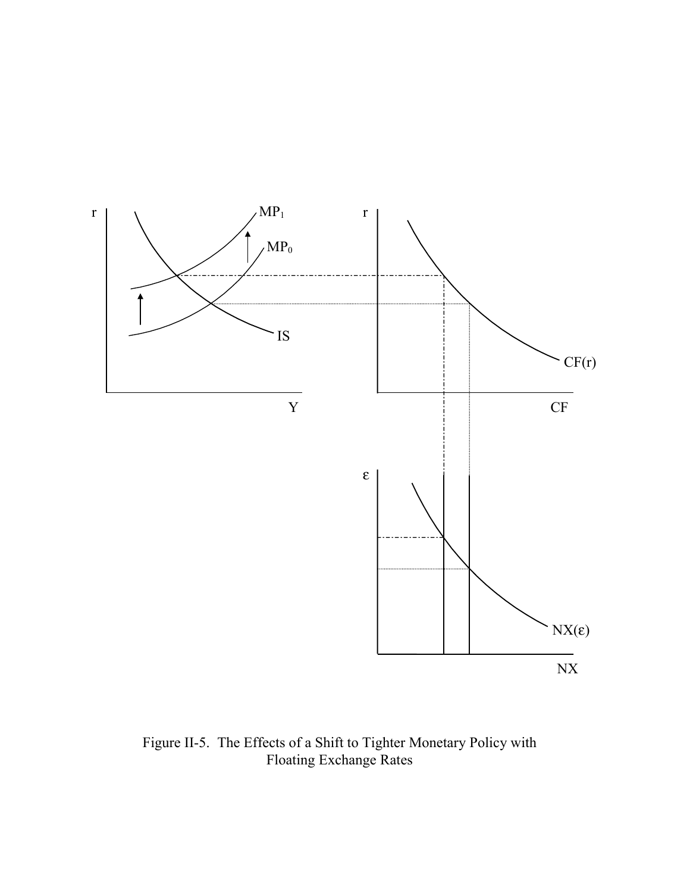Figure II-5. The Effects of a Shift to Tighter Monetary Policy with Floating Exchange Rates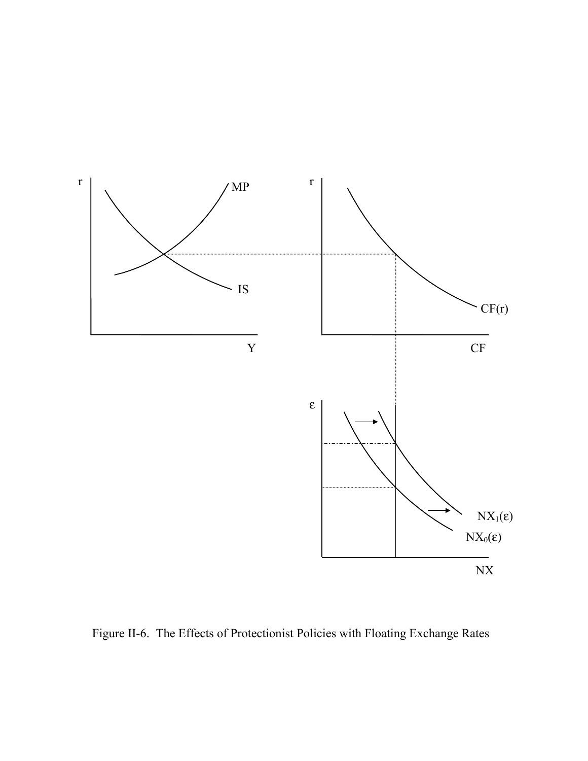Figure II-6. The Effects of Protectionist Policies with Floating Exchange Rates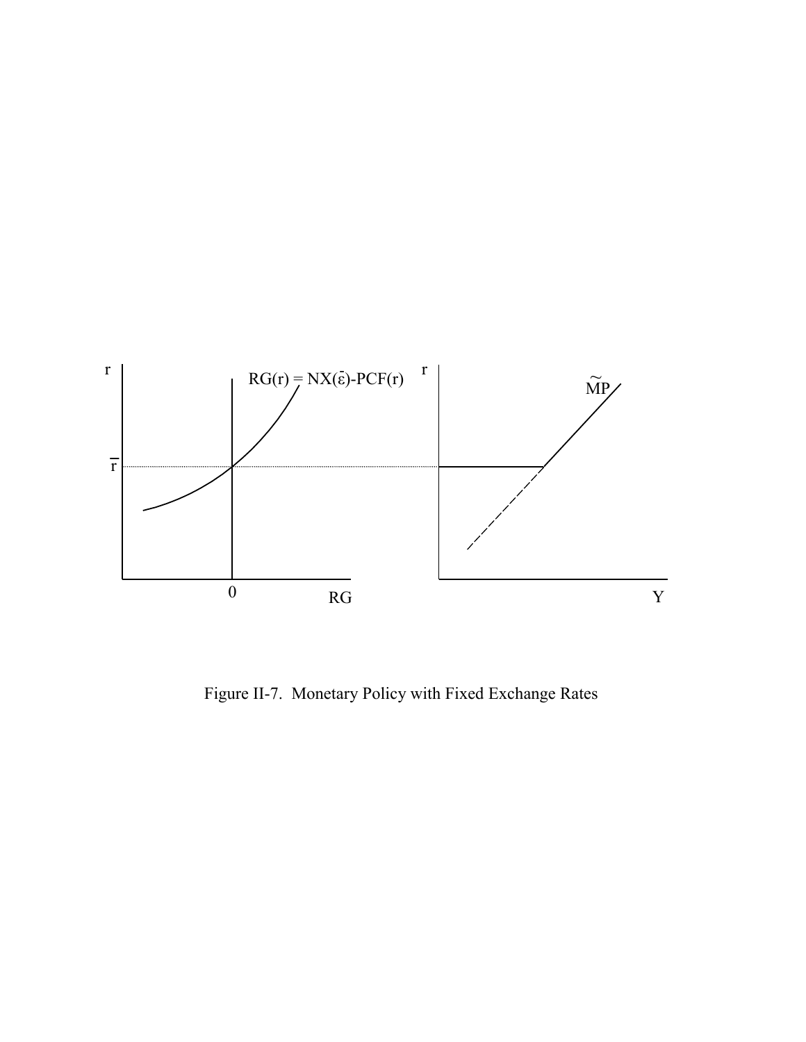Figure II-7. Monetary Policy with Fixed Exchange Rates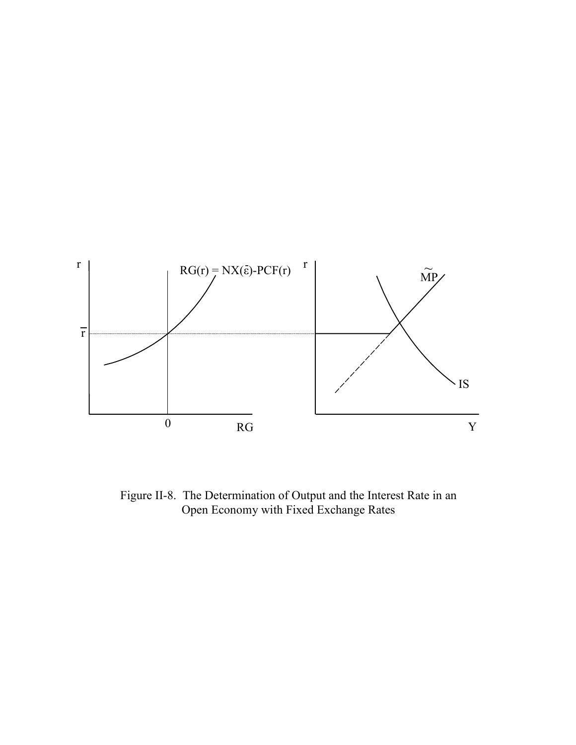Figure II-8. The Determination of Output and the Interest Rate in an Open Economy with Fixed Exchange Rates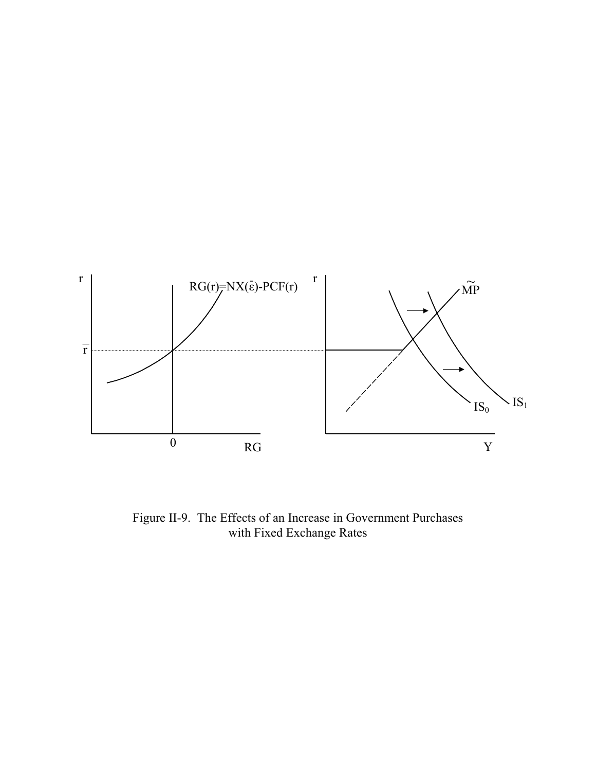Figure II-9. The Effects of an Increase in Government Purchases with Fixed Exchange Rates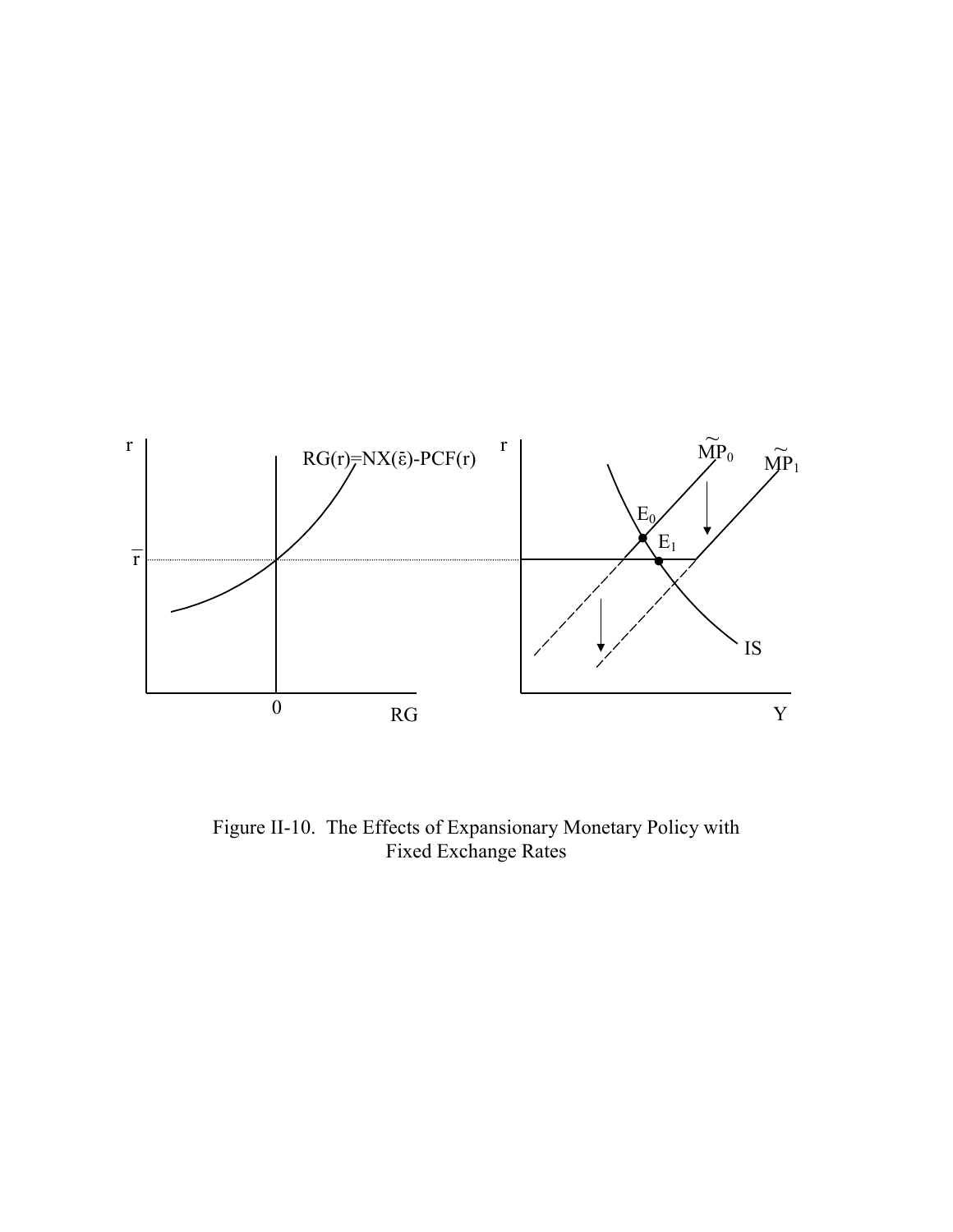Figure II-10. The Effects of Expansionary Monetary Policy with Fixed Exchange Rates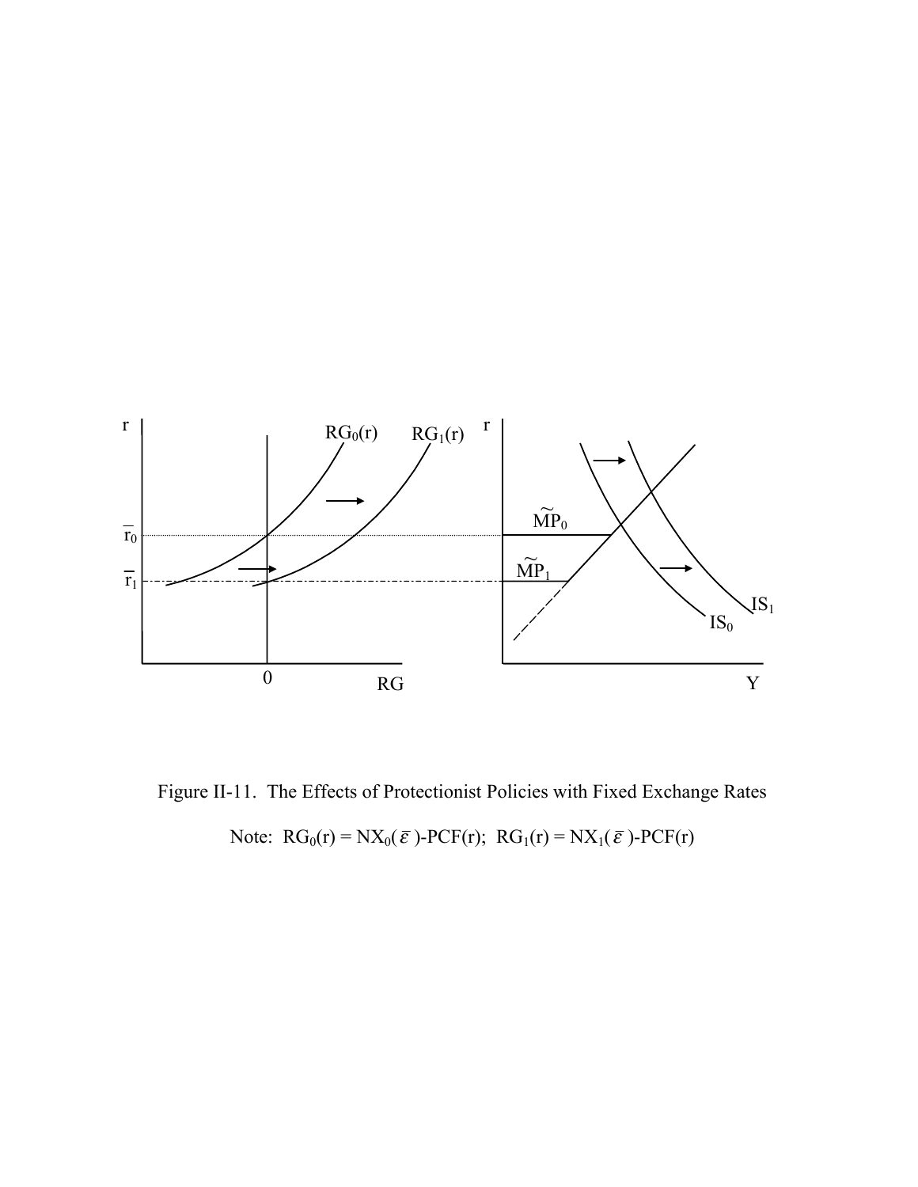Figure II-11. The Effects of Protectionist Policies with Fixed Exchange Rates

Note: $RG_0(r) = NX_0(\bar{\varepsilon})-PCF(r)$; $RG_1(r) = NX_1(\bar{\varepsilon})-PCF(r)$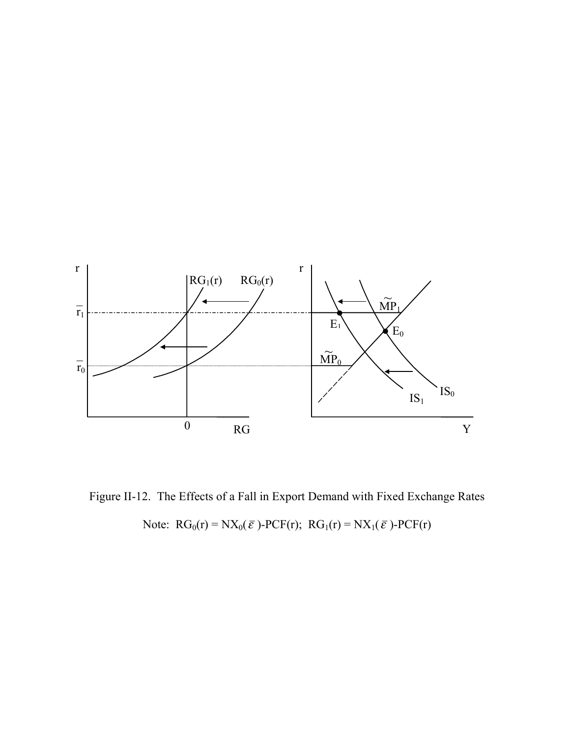Figure II-12.  The Effects of a Fall in Export Demand with Fixed Exchange Rates

Note:  $RG_0(r) = NX_0(\bar{\varepsilon})\text{-}PCF(r)$;  $RG_1(r) = NX_1(\bar{\varepsilon})\text{-}PCF(r)$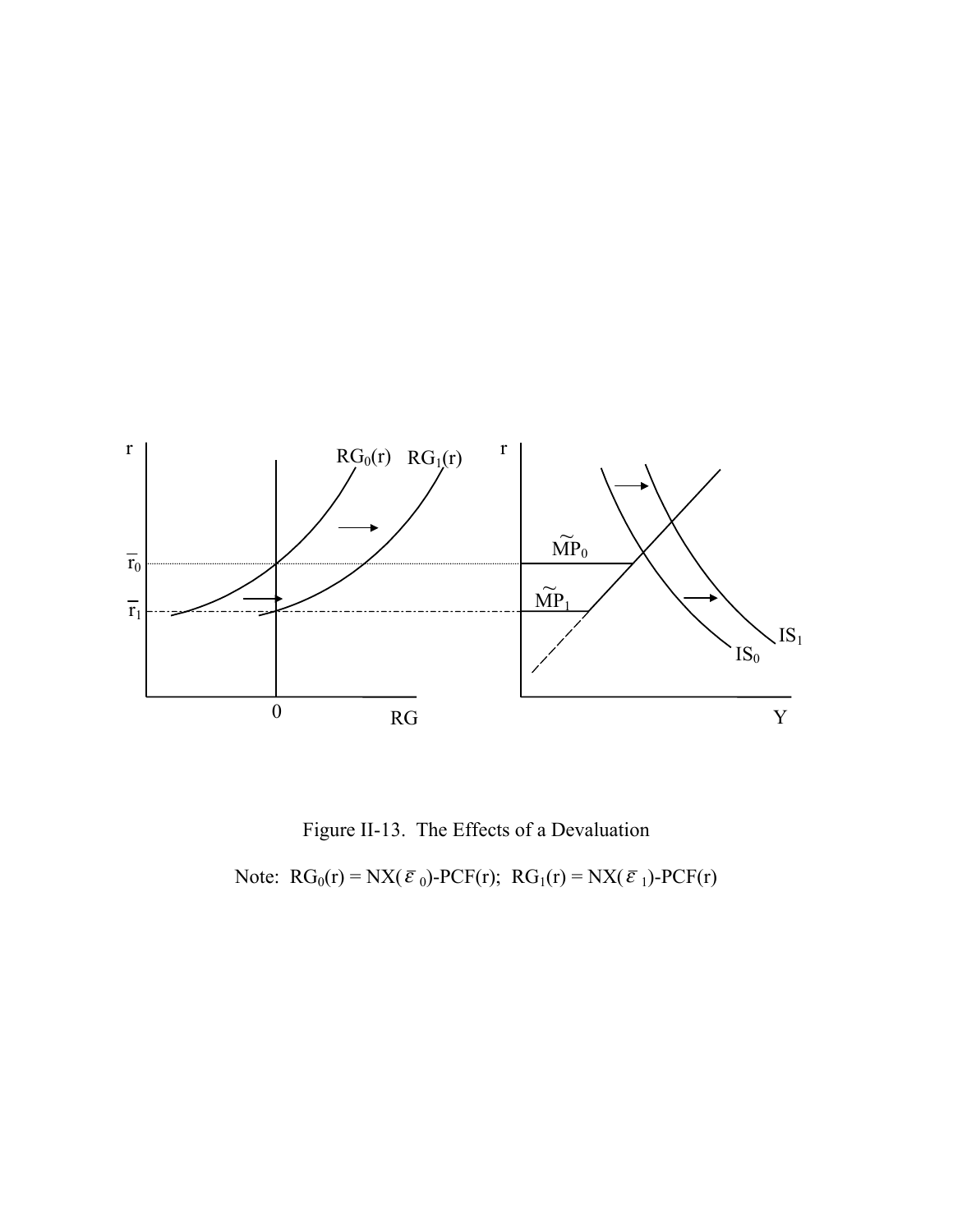Figure II-13. The Effects of a Devaluation

Note: $RG_0(r) = NX(\bar{\varepsilon}_0)-PCF(r)$; $RG_1(r) = NX(\bar{\varepsilon}_1)-PCF(r)$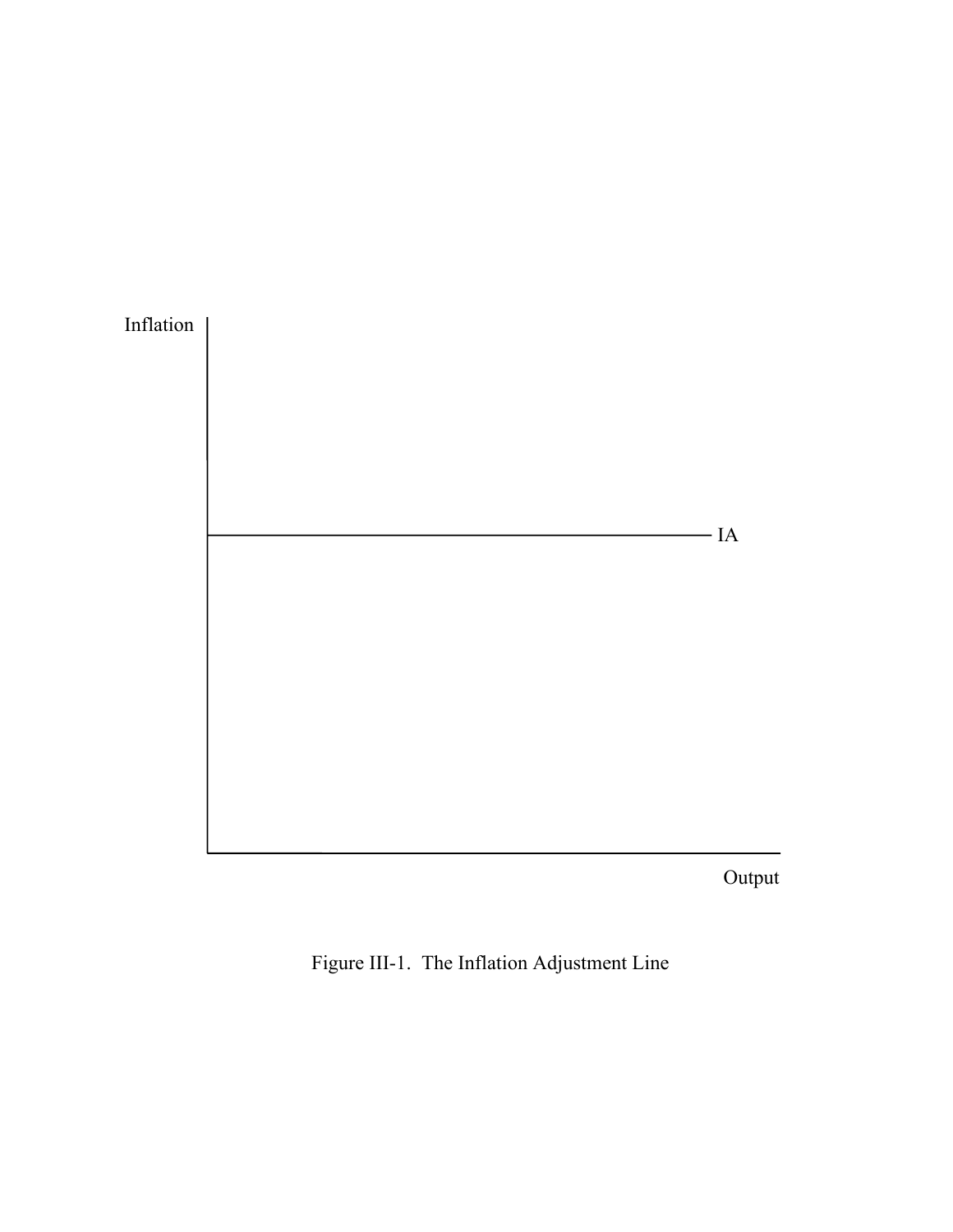Figure III-1. The Inflation Adjustment Line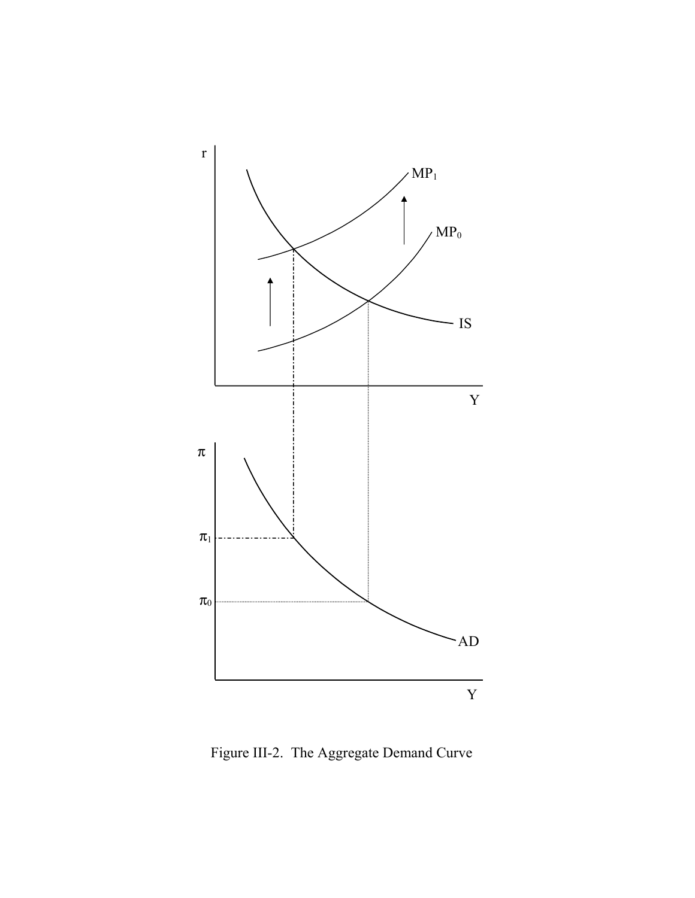Figure III-2. The Aggregate Demand Curve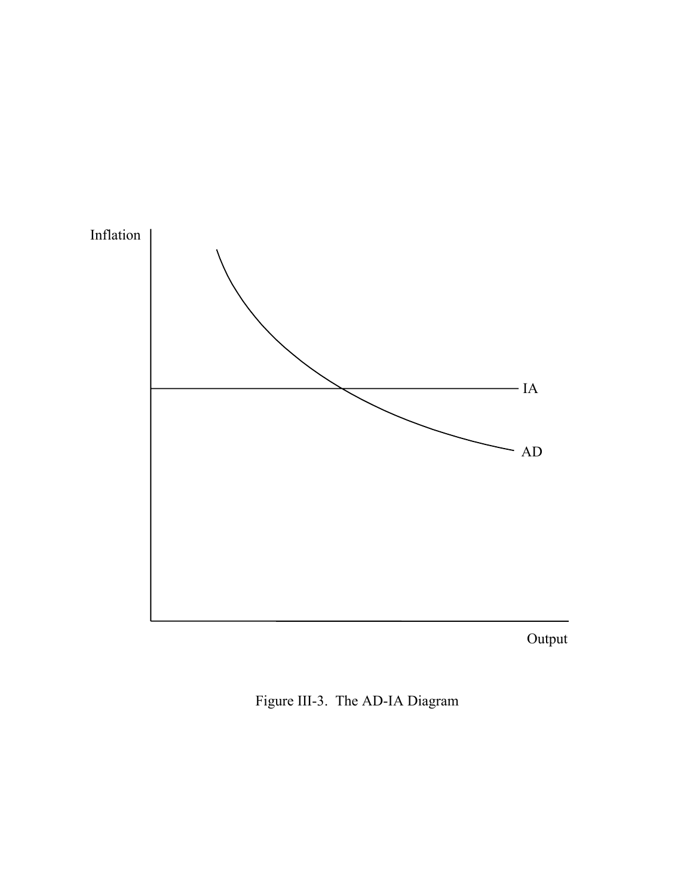Figure III-3. The AD-IA Diagram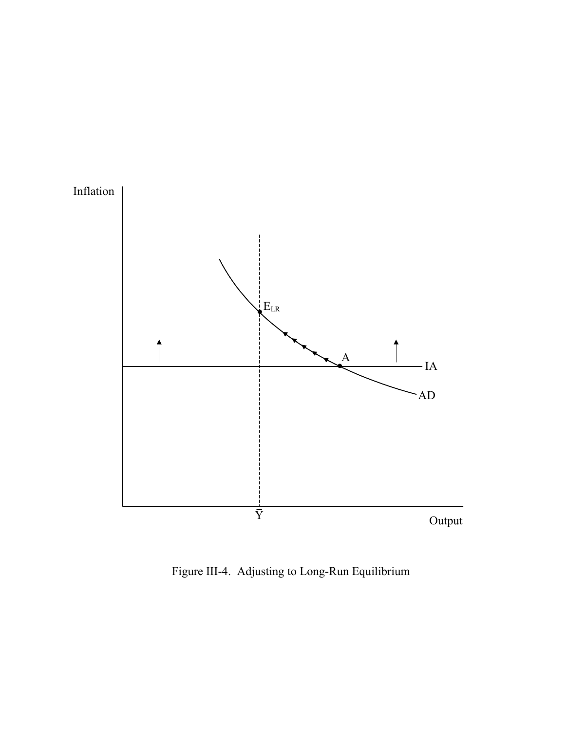Figure III-4. Adjusting to Long-Run Equilibrium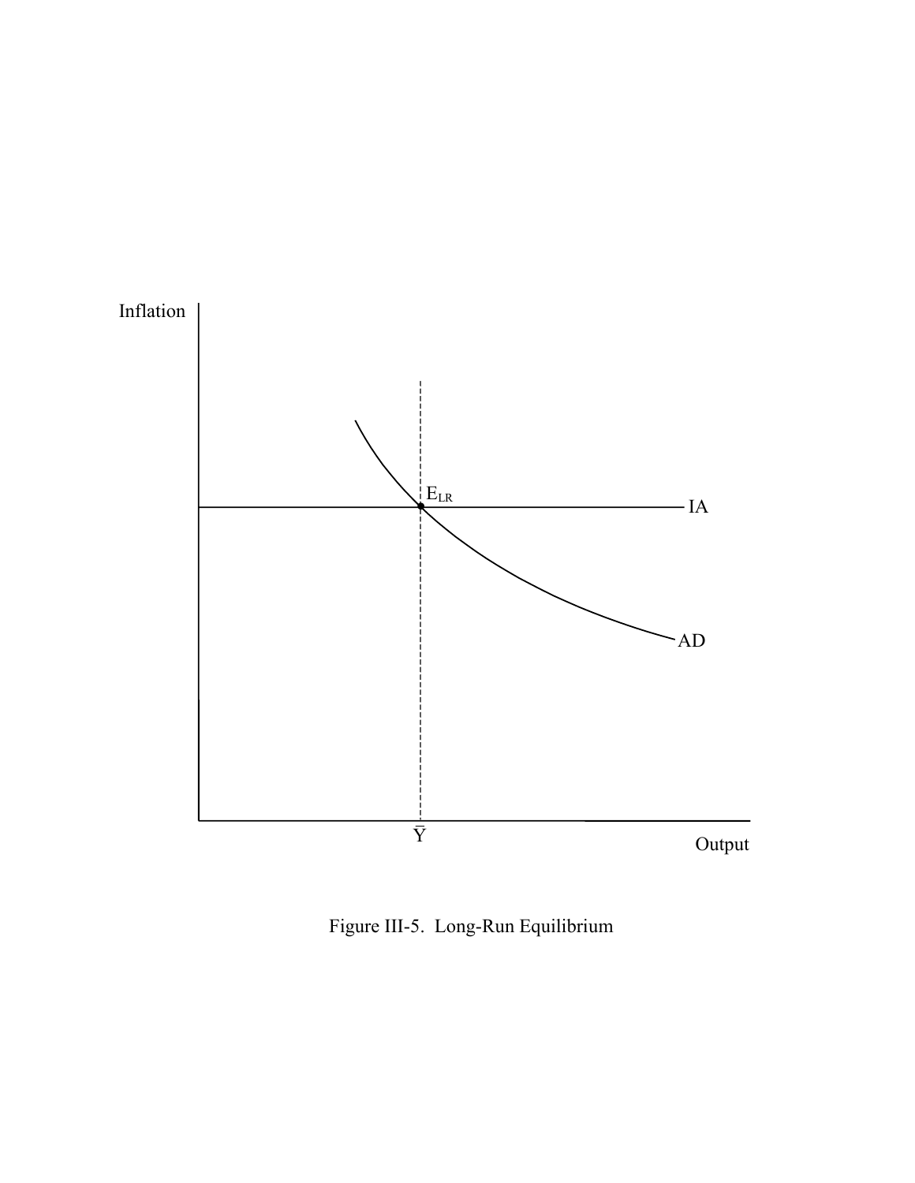Figure III-5. Long-Run Equilibrium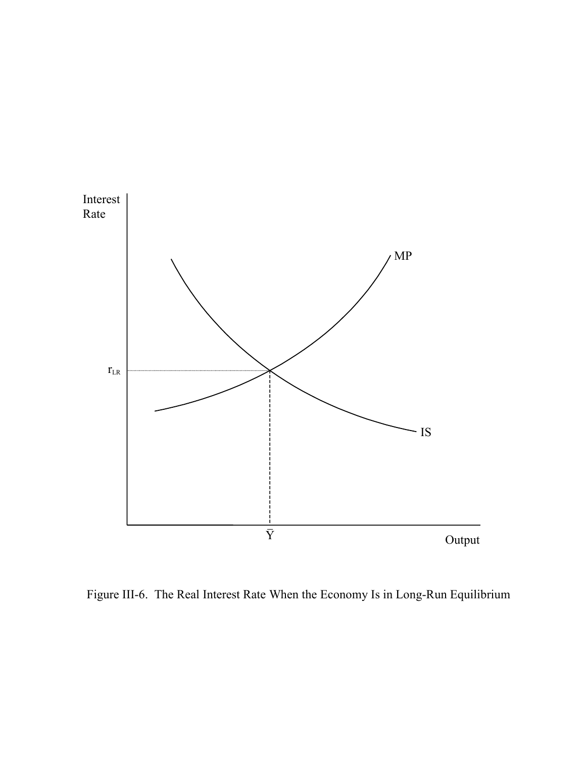Figure III-6. The Real Interest Rate When the Economy Is in Long-Run Equilibrium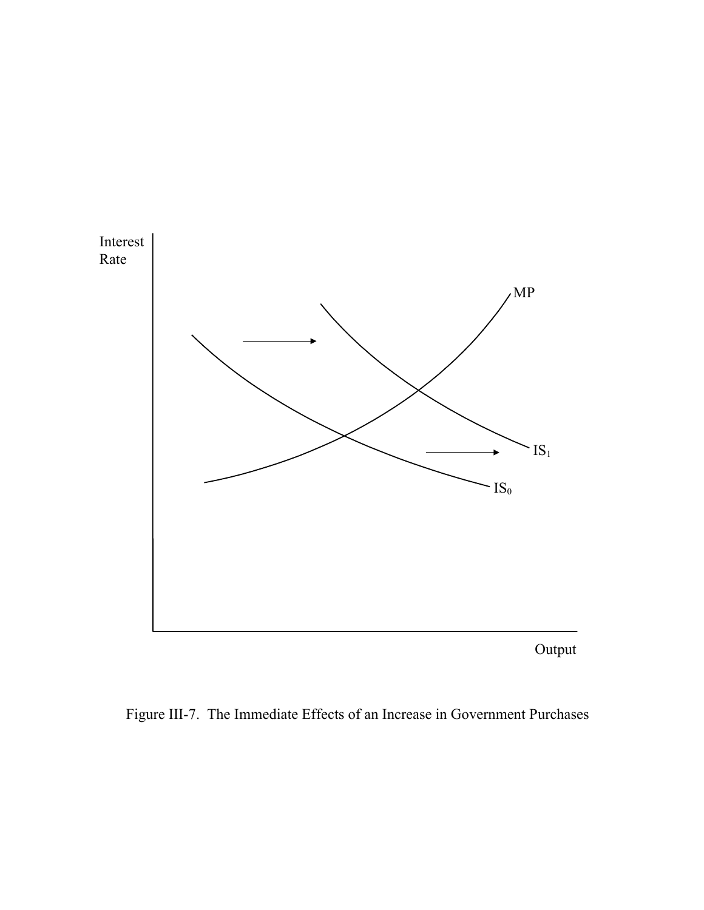Figure III-7. The Immediate Effects of an Increase in Government Purchases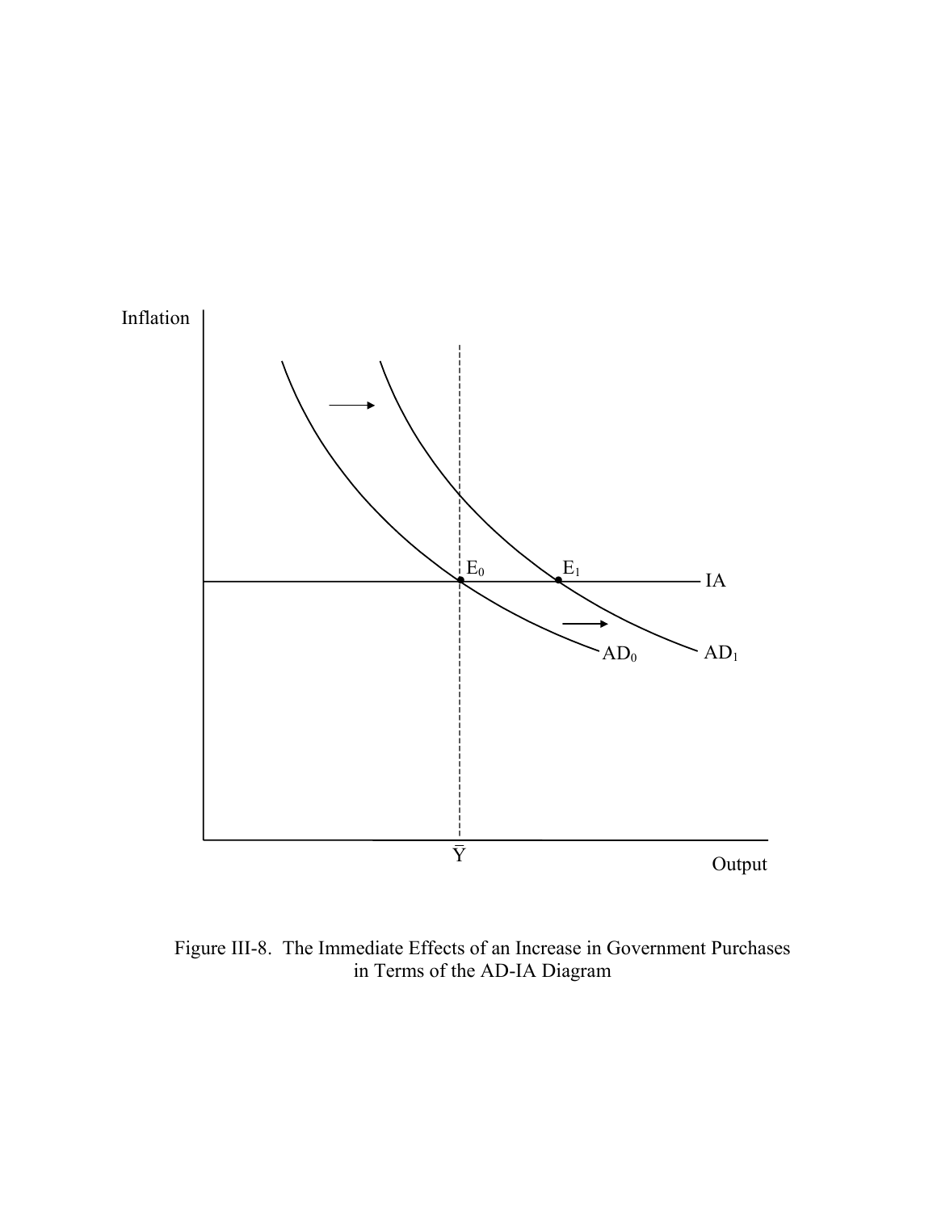Figure III-8. The Immediate Effects of an Increase in Government Purchases in Terms of the AD-IA Diagram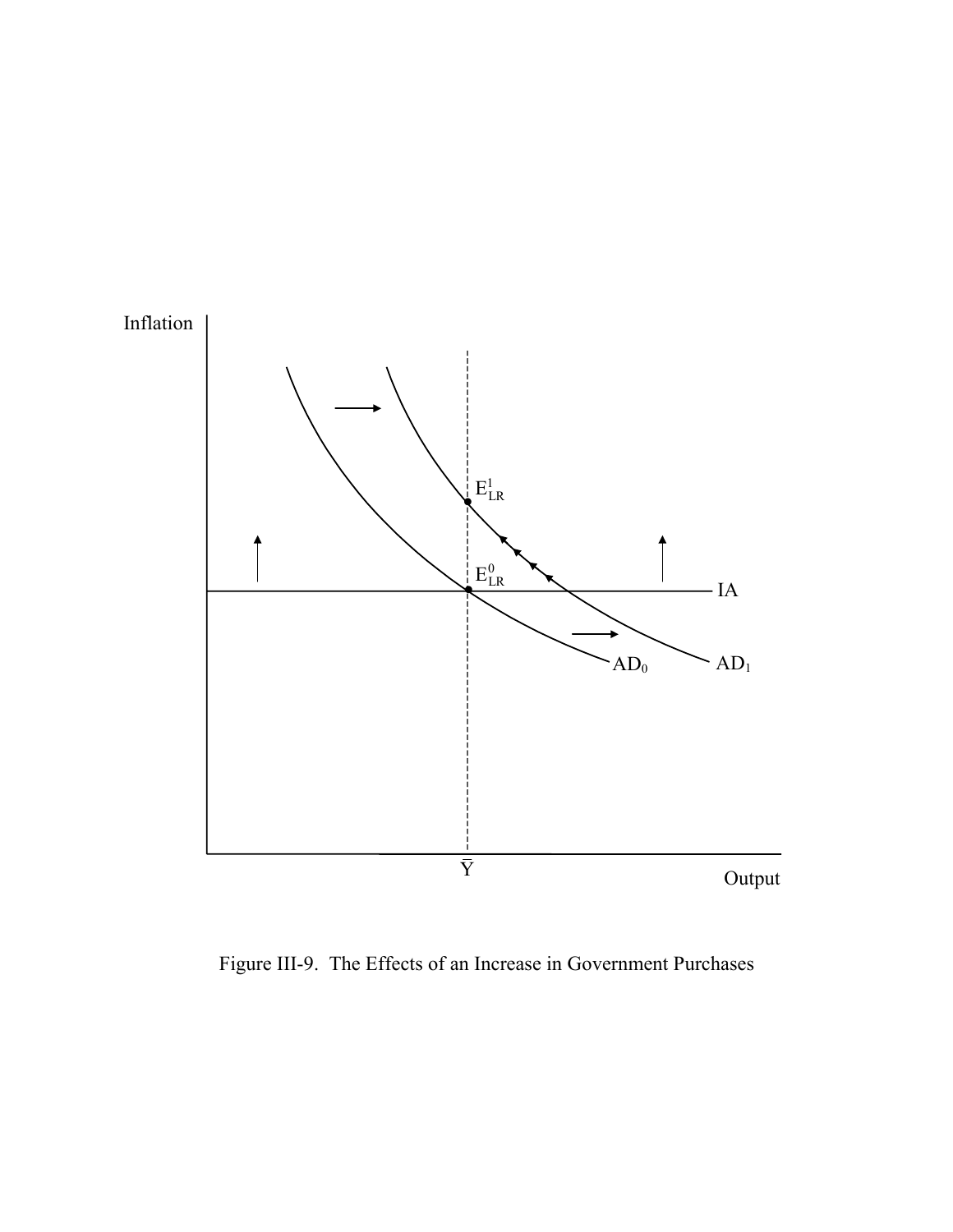Figure III-9. The Effects of an Increase in Government Purchases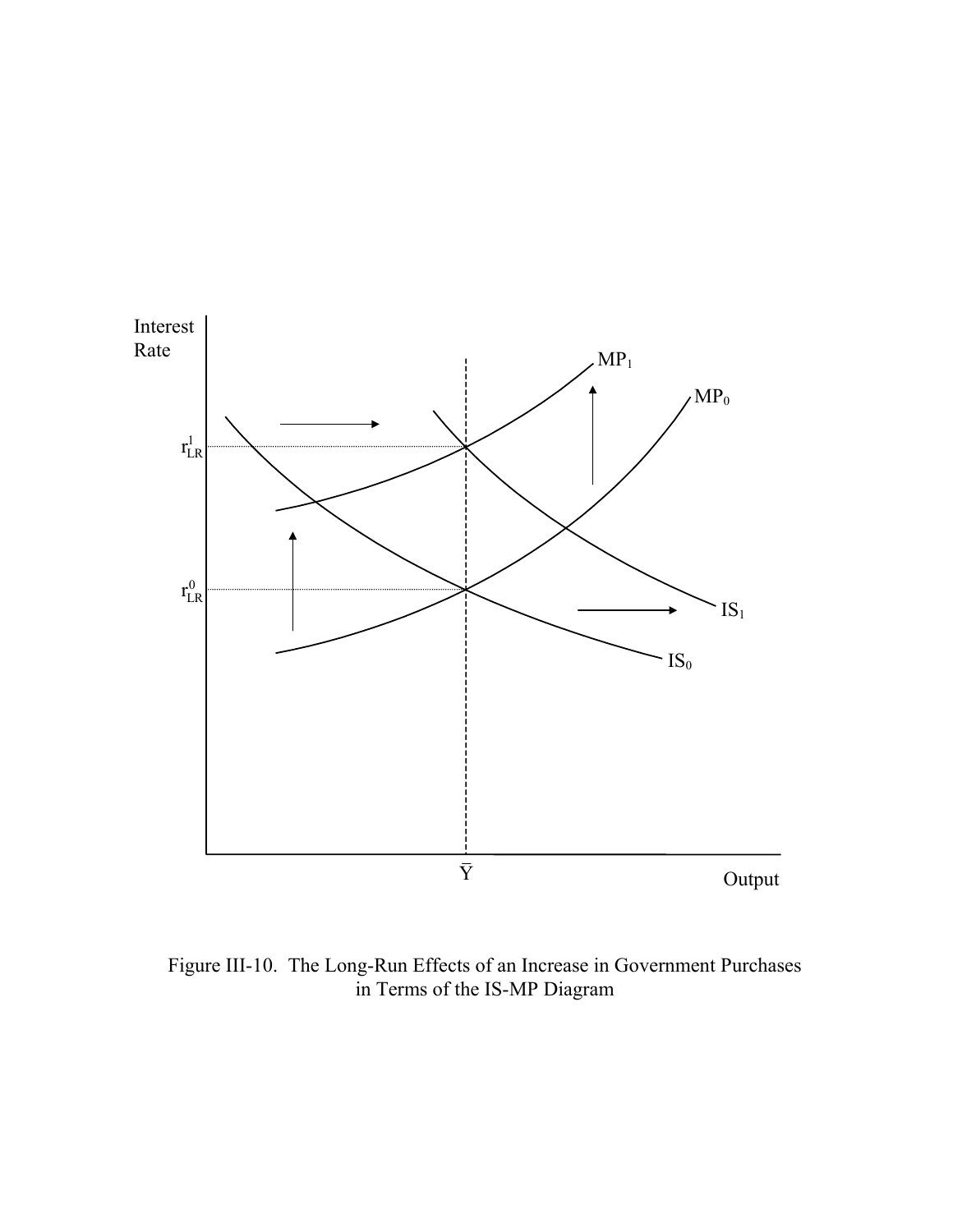Figure III-10. The Long-Run Effects of an Increase in Government Purchases in Terms of the IS-MP Diagram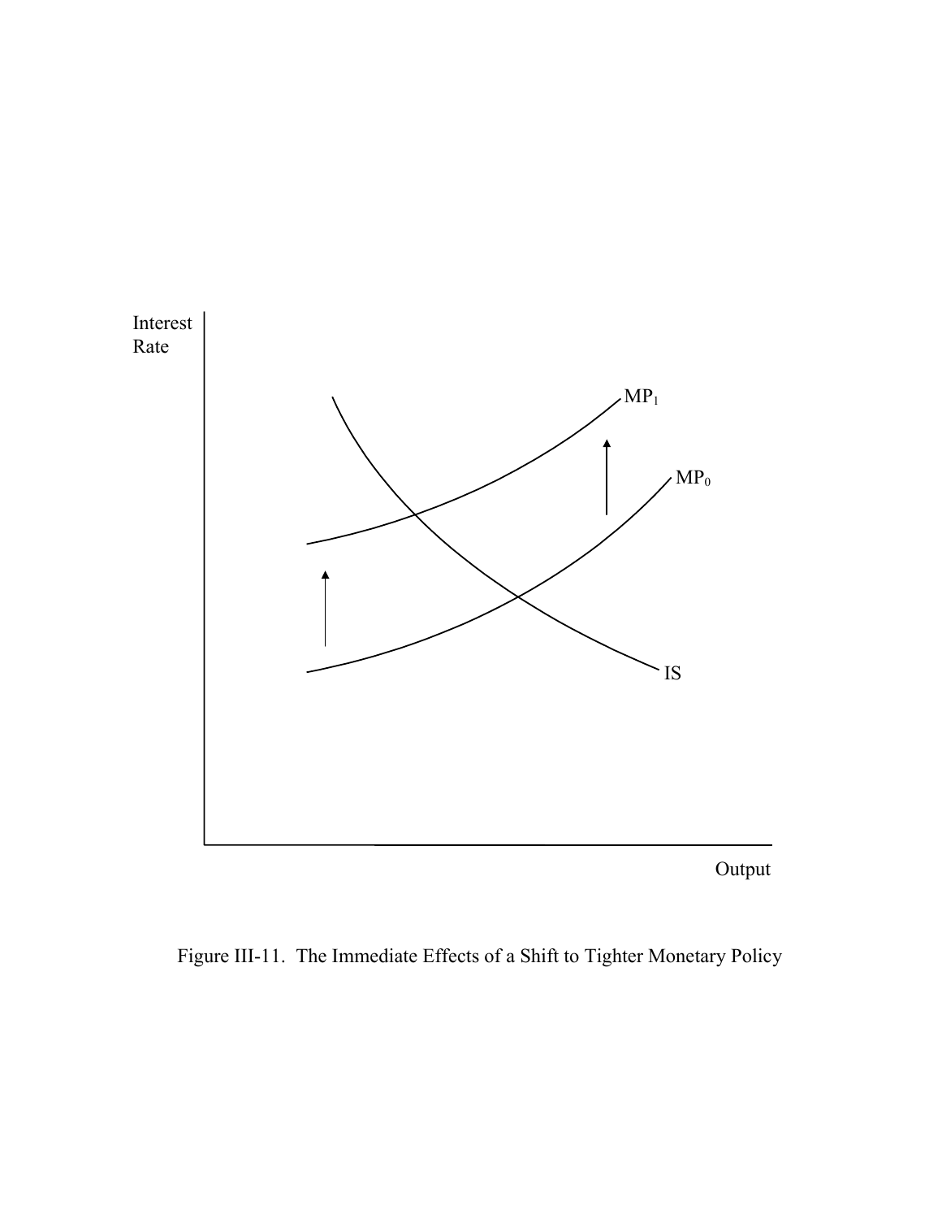Figure III-11. The Immediate Effects of a Shift to Tighter Monetary Policy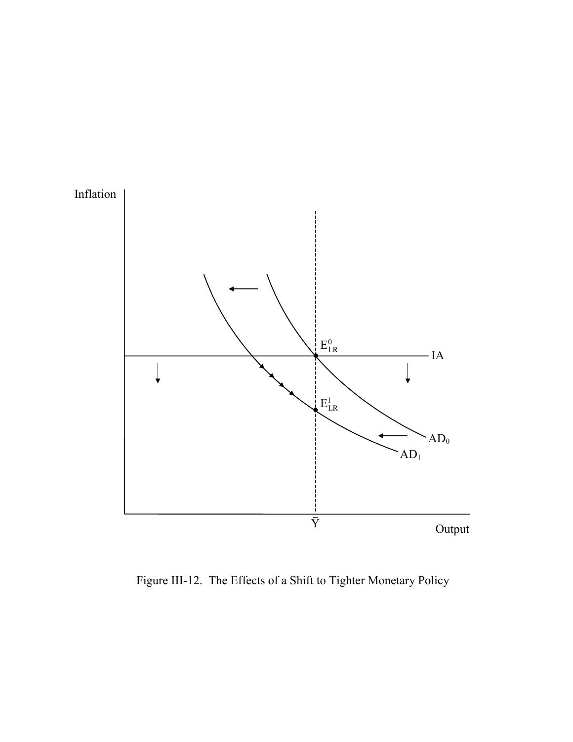Figure III-12. The Effects of a Shift to Tighter Monetary Policy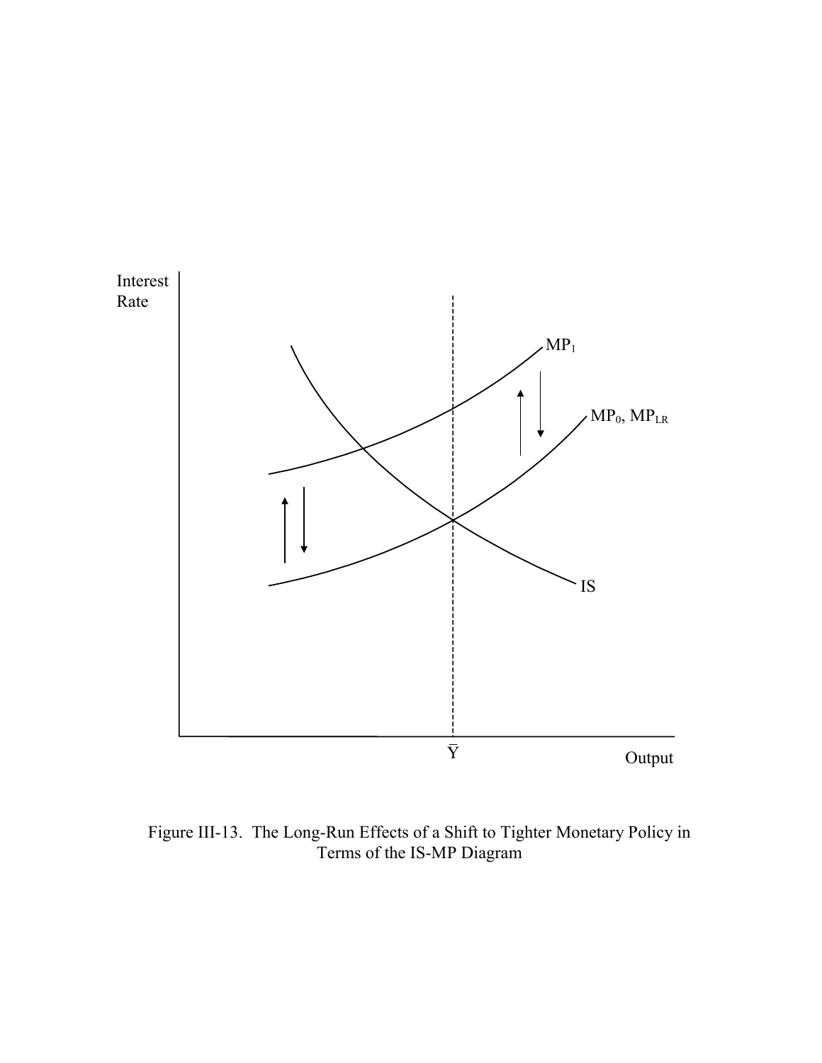Figure III-13. The Long-Run Effects of a Shift to Tighter Monetary Policy in Terms of the IS-MP Diagram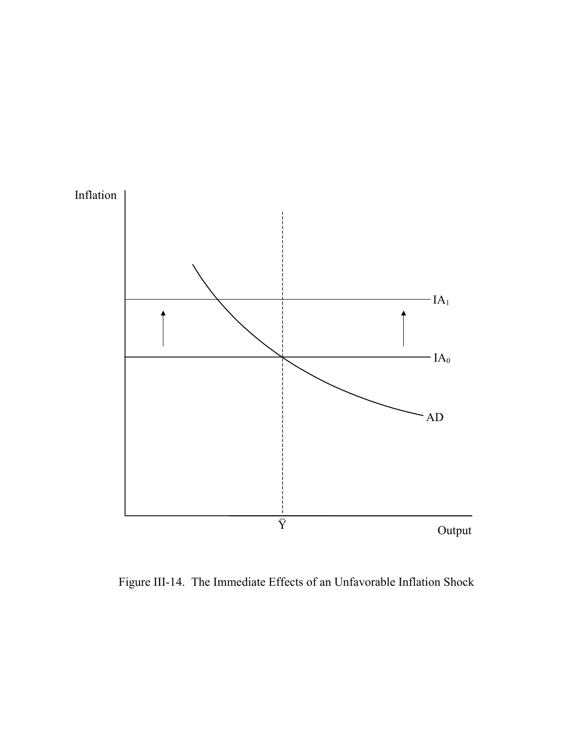Figure III-14. The Immediate Effects of an Unfavorable Inflation Shock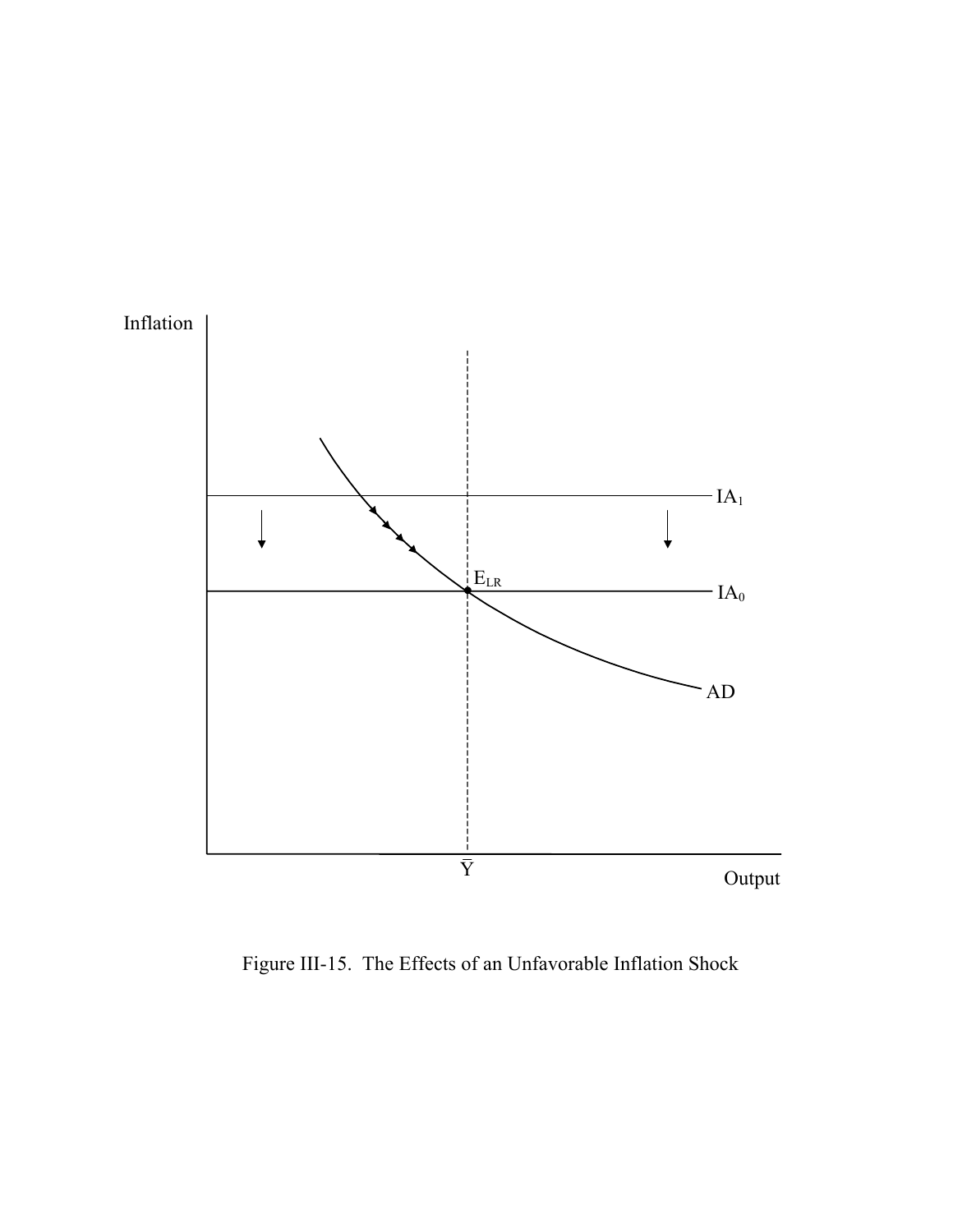Figure III-15. The Effects of an Unfavorable Inflation Shock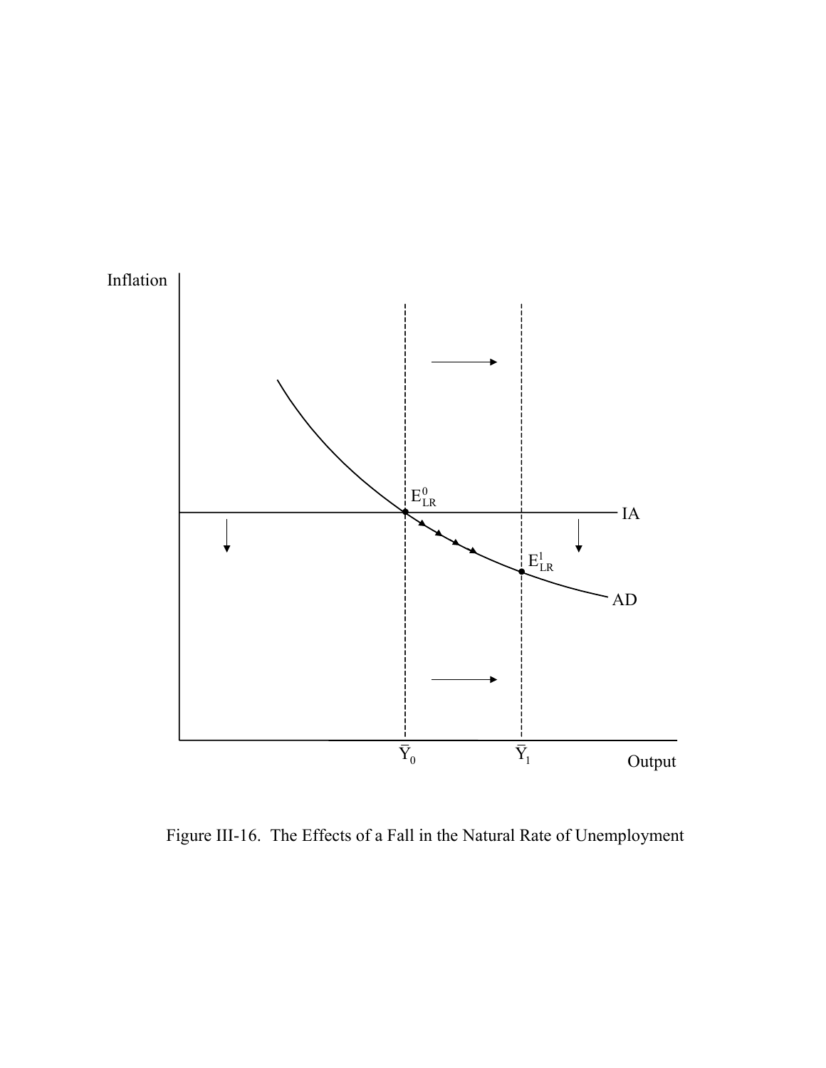Figure III-16. The Effects of a Fall in the Natural Rate of Unemployment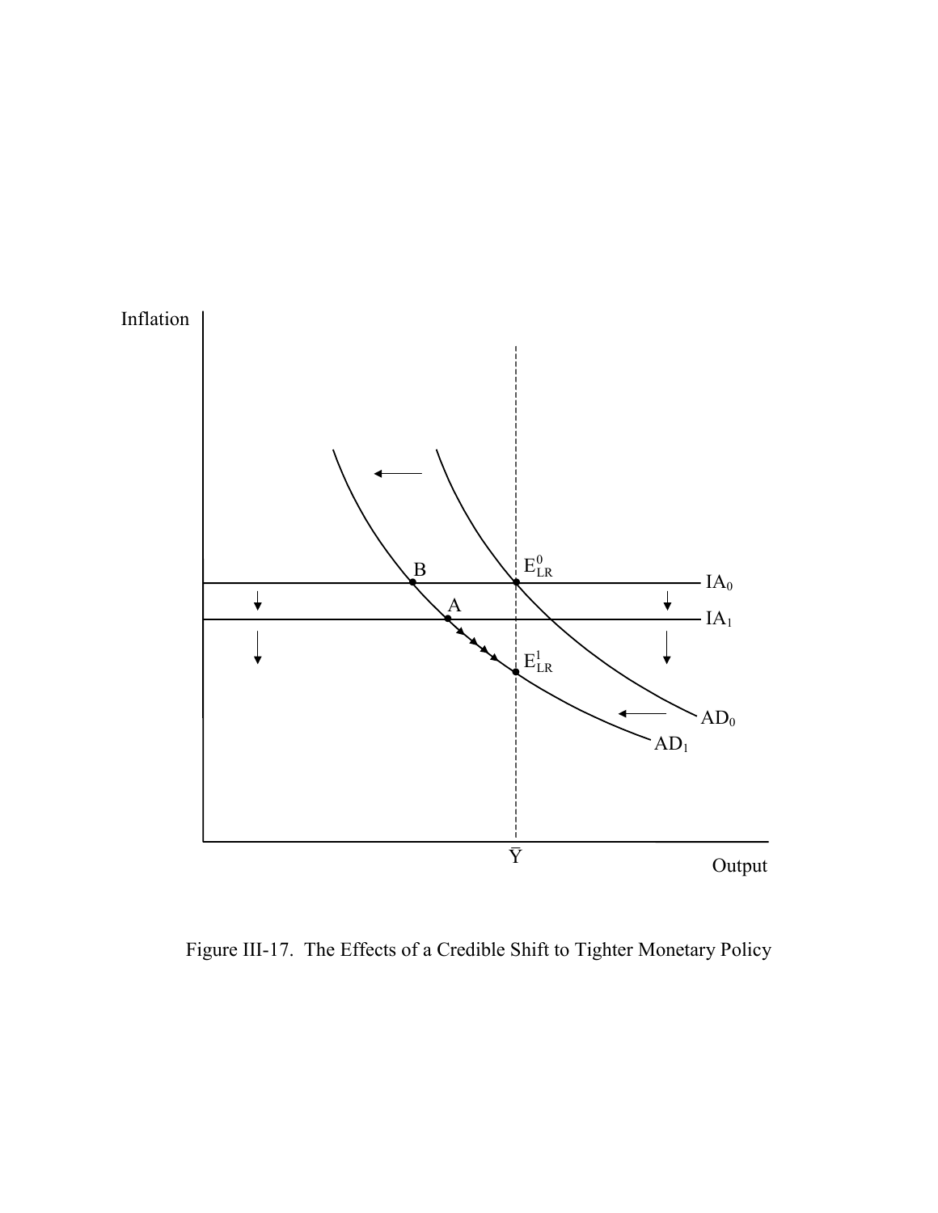Inflation

B

$E_{LR}^{0}$

$IA_0$

A

$IA_1$

$E_{LR}^{1}$

$AD_0$

$AD_1$

$\bar{Y}$

Output

Figure III-17. The Effects of a Credible Shift to Tighter Monetary Policy